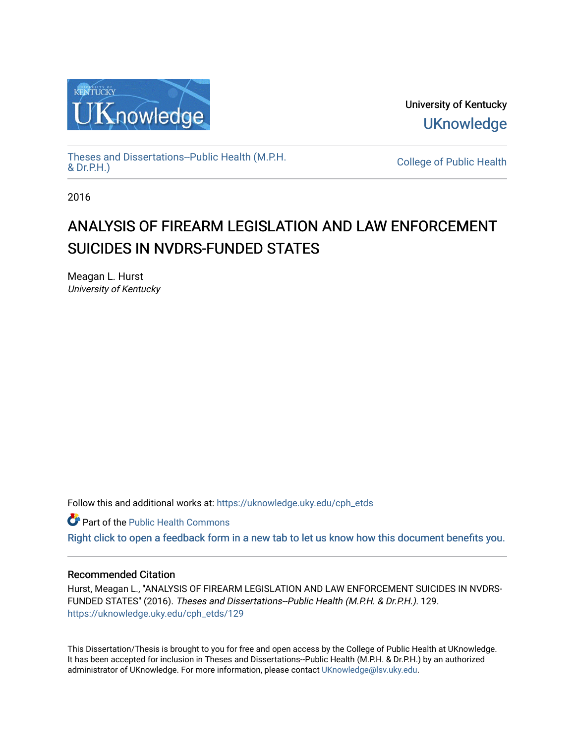University of Kentucky

UKnowledge

Theses and Dissertations--Public Health (M.P.H. & Dr.P.H.)

College of Public Health

2016

# ANALYSIS OF FIREARM LEGISLATION AND LAW ENFORCEMENT SUICIDES IN NVDRS-FUNDED STATES

Meagan L. Hurst
*University of Kentucky*

Follow this and additional works at: https://uknowledge.uky.edu/cph_etds

Part of the Public Health Commons

Right click to open a feedback form in a new tab to let us know how this document benefits you.

### Recommended Citation

Hurst, Meagan L., "ANALYSIS OF FIREARM LEGISLATION AND LAW ENFORCEMENT SUICIDES IN NVDRS-FUNDED STATES" (2016). *Theses and Dissertations--Public Health (M.P.H. & Dr.P.H.)*. 129.
https://uknowledge.uky.edu/cph_etds/129

This Dissertation/Thesis is brought to you for free and open access by the College of Public Health at UKnowledge. It has been accepted for inclusion in Theses and Dissertations--Public Health (M.P.H. & Dr.P.H.) by an authorized administrator of UKnowledge. For more information, please contact UKnowledge@lsv.uky.edu.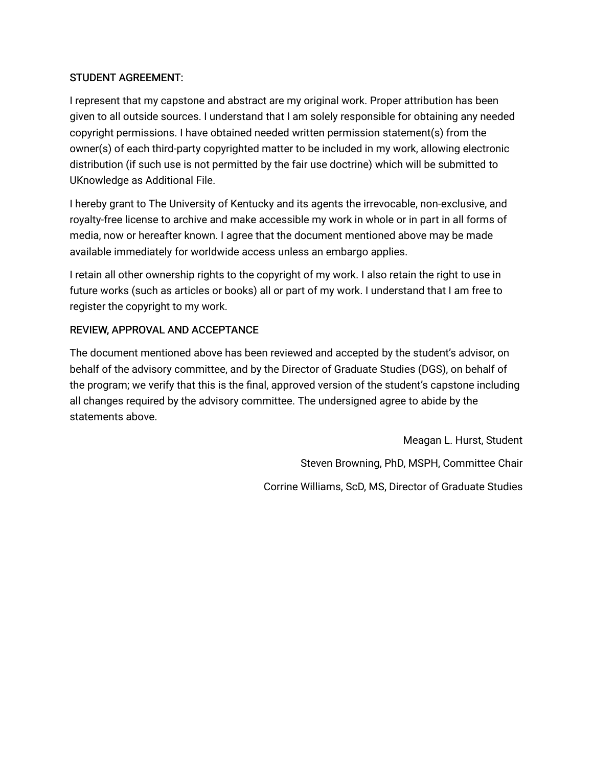## STUDENT AGREEMENT:

I represent that my capstone and abstract are my original work. Proper attribution has been given to all outside sources. I understand that I am solely responsible for obtaining any needed copyright permissions. I have obtained needed written permission statement(s) from the owner(s) of each third-party copyrighted matter to be included in my work, allowing electronic distribution (if such use is not permitted by the fair use doctrine) which will be submitted to UKnowledge as Additional File.

I hereby grant to The University of Kentucky and its agents the irrevocable, non-exclusive, and royalty-free license to archive and make accessible my work in whole or in part in all forms of media, now or hereafter known. I agree that the document mentioned above may be made available immediately for worldwide access unless an embargo applies.

I retain all other ownership rights to the copyright of my work. I also retain the right to use in future works (such as articles or books) all or part of my work. I understand that I am free to register the copyright to my work.

## REVIEW, APPROVAL AND ACCEPTANCE

The document mentioned above has been reviewed and accepted by the student's advisor, on behalf of the advisory committee, and by the Director of Graduate Studies (DGS), on behalf of the program; we verify that this is the final, approved version of the student's capstone including all changes required by the advisory committee. The undersigned agree to abide by the statements above.

Meagan L. Hurst, Student

Steven Browning, PhD, MSPH, Committee Chair

Corrine Williams, ScD, MS, Director of Graduate Studies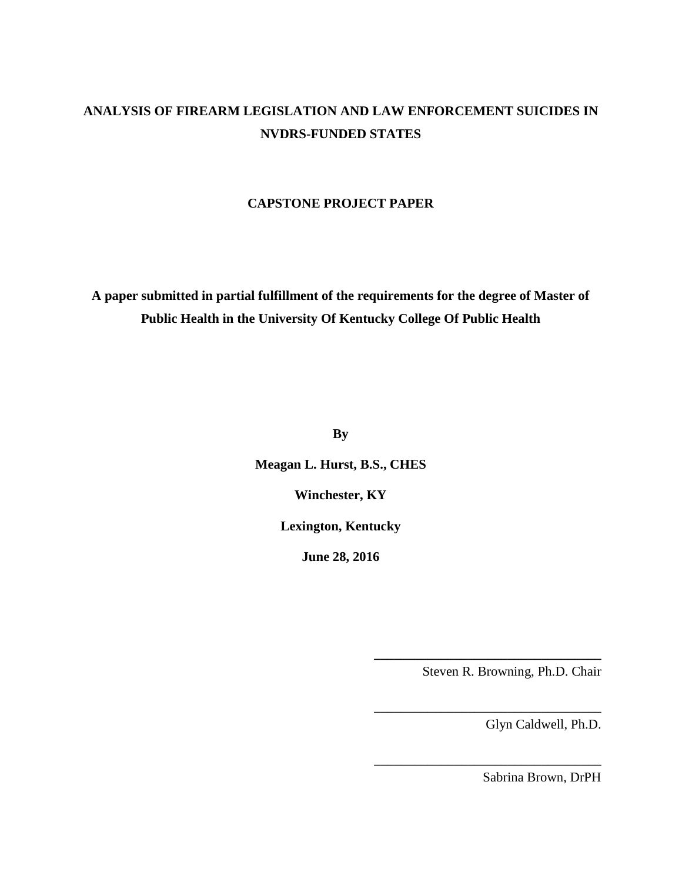# ANALYSIS OF FIREARM LEGISLATION AND LAW ENFORCEMENT SUICIDES IN NVDRS-FUNDED STATES

**CAPSTONE PROJECT PAPER**

**A paper submitted in partial fulfillment of the requirements for the degree of Master of Public Health in the University Of Kentucky College Of Public Health**

**By**

**Meagan L. Hurst, B.S., CHES**

**Winchester, KY**

**Lexington, Kentucky**

**June 28, 2016**

\_\_\_\_\_\_\_\_\_\_\_\_\_\_\_\_\_\_\_\_\_\_\_\_\_\_\_\_\_\_\_\_\_\_

Steven R. Browning, Ph.D. Chair

\_\_\_\_\_\_\_\_\_\_\_\_\_\_\_\_\_\_\_\_\_\_\_\_\_\_\_\_\_\_\_\_\_\_

Glyn Caldwell, Ph.D.

\_\_\_\_\_\_\_\_\_\_\_\_\_\_\_\_\_\_\_\_\_\_\_\_\_\_\_\_\_\_\_\_\_\_

Sabrina Brown, DrPH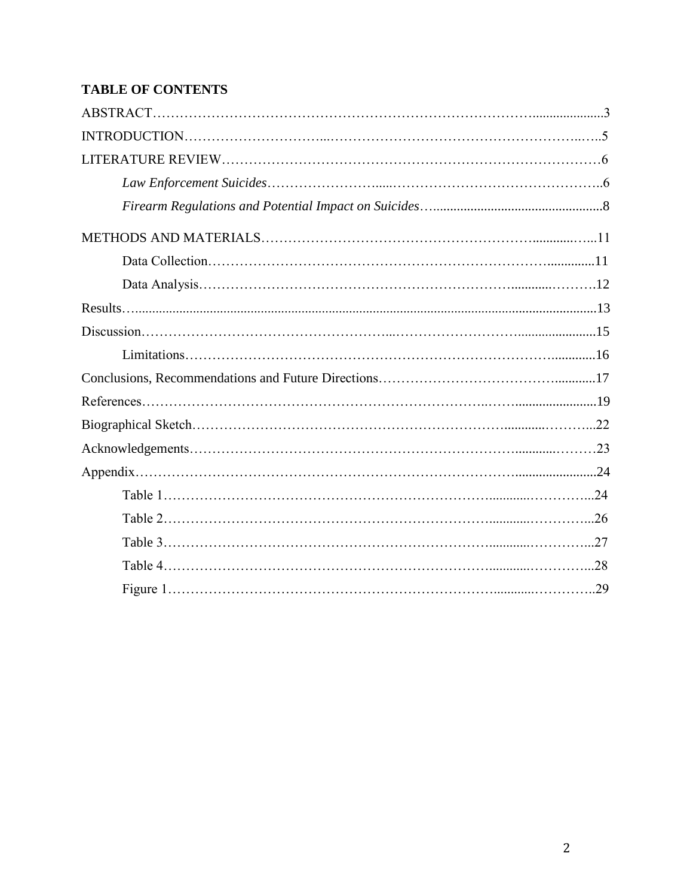**TABLE OF CONTENTS**

ABSTRACT……………………………………………………………………………………3

INTRODUCTION……………………………………………………………………………5

LITERATURE REVIEW……………………………………………………………………6

*Law Enforcement Suicides*…………………………………………………………6

*Firearm Regulations and Potential Impact on Suicides*…………………………8

METHODS AND MATERIALS……………………………………………………………11

Data Collection…………………………………………………………………11

Data Analysis……………………………………………………………………12

Results……………………………………………………………………………………13

Discussion…………………………………………………………………………………15

Limitations………………………………………………………………………16

Conclusions, Recommendations and Future Directions…………………………………17

References…………………………………………………………………………………19

Biographical Sketch………………………………………………………………………22

Acknowledgements………………………………………………………………………23

Appendix……………………………………………………………………………………24

Table 1……………………………………………………………………………24

Table 2……………………………………………………………………………26

Table 3……………………………………………………………………………27

Table 4……………………………………………………………………………28

Figure 1……………………………………………………………………………29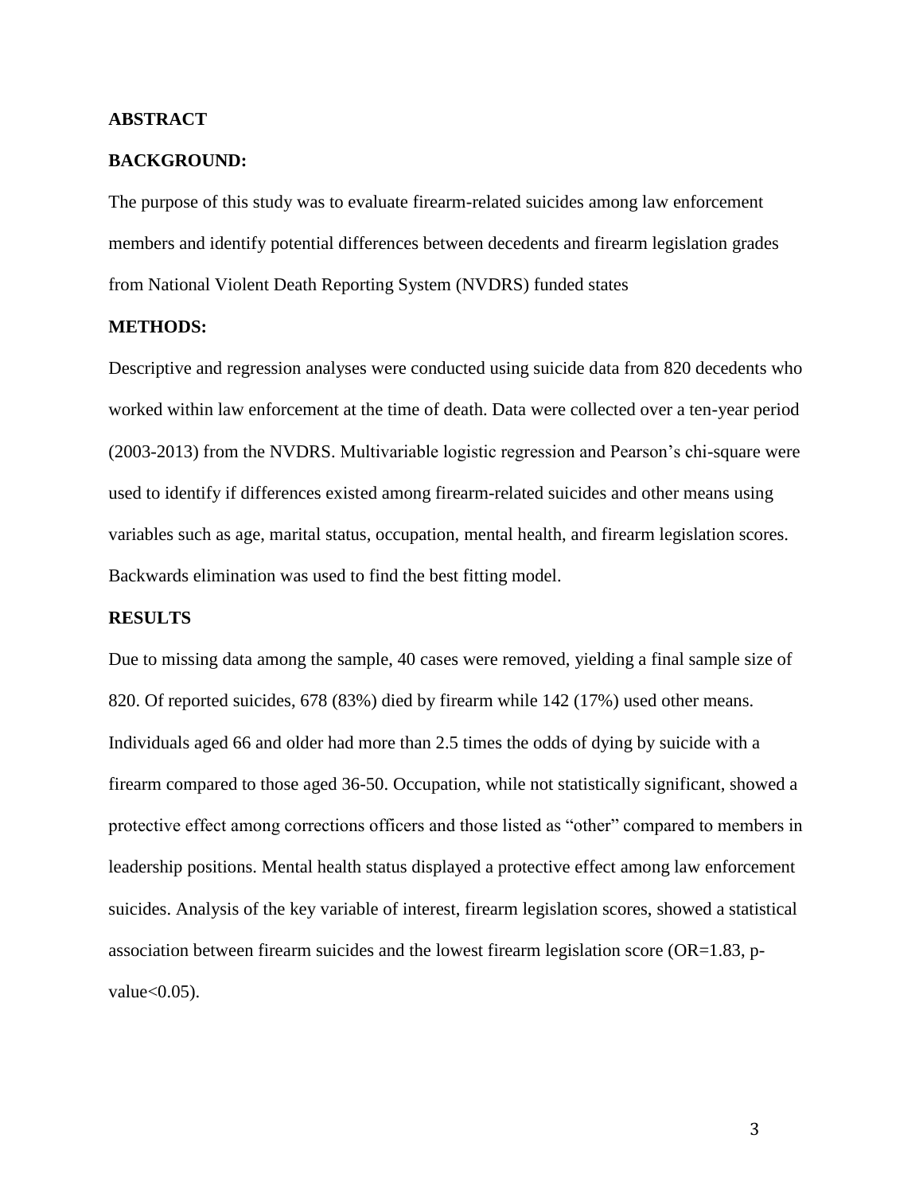## ABSTRACT

### BACKGROUND:

The purpose of this study was to evaluate firearm-related suicides among law enforcement members and identify potential differences between decedents and firearm legislation grades from National Violent Death Reporting System (NVDRS) funded states

### METHODS:

Descriptive and regression analyses were conducted using suicide data from 820 decedents who worked within law enforcement at the time of death. Data were collected over a ten-year period (2003-2013) from the NVDRS. Multivariable logistic regression and Pearson's chi-square were used to identify if differences existed among firearm-related suicides and other means using variables such as age, marital status, occupation, mental health, and firearm legislation scores. Backwards elimination was used to find the best fitting model.

### RESULTS

Due to missing data among the sample, 40 cases were removed, yielding a final sample size of 820. Of reported suicides, 678 (83%) died by firearm while 142 (17%) used other means. Individuals aged 66 and older had more than 2.5 times the odds of dying by suicide with a firearm compared to those aged 36-50. Occupation, while not statistically significant, showed a protective effect among corrections officers and those listed as "other" compared to members in leadership positions. Mental health status displayed a protective effect among law enforcement suicides. Analysis of the key variable of interest, firearm legislation scores, showed a statistical association between firearm suicides and the lowest firearm legislation score (OR=1.83, p-value<0.05).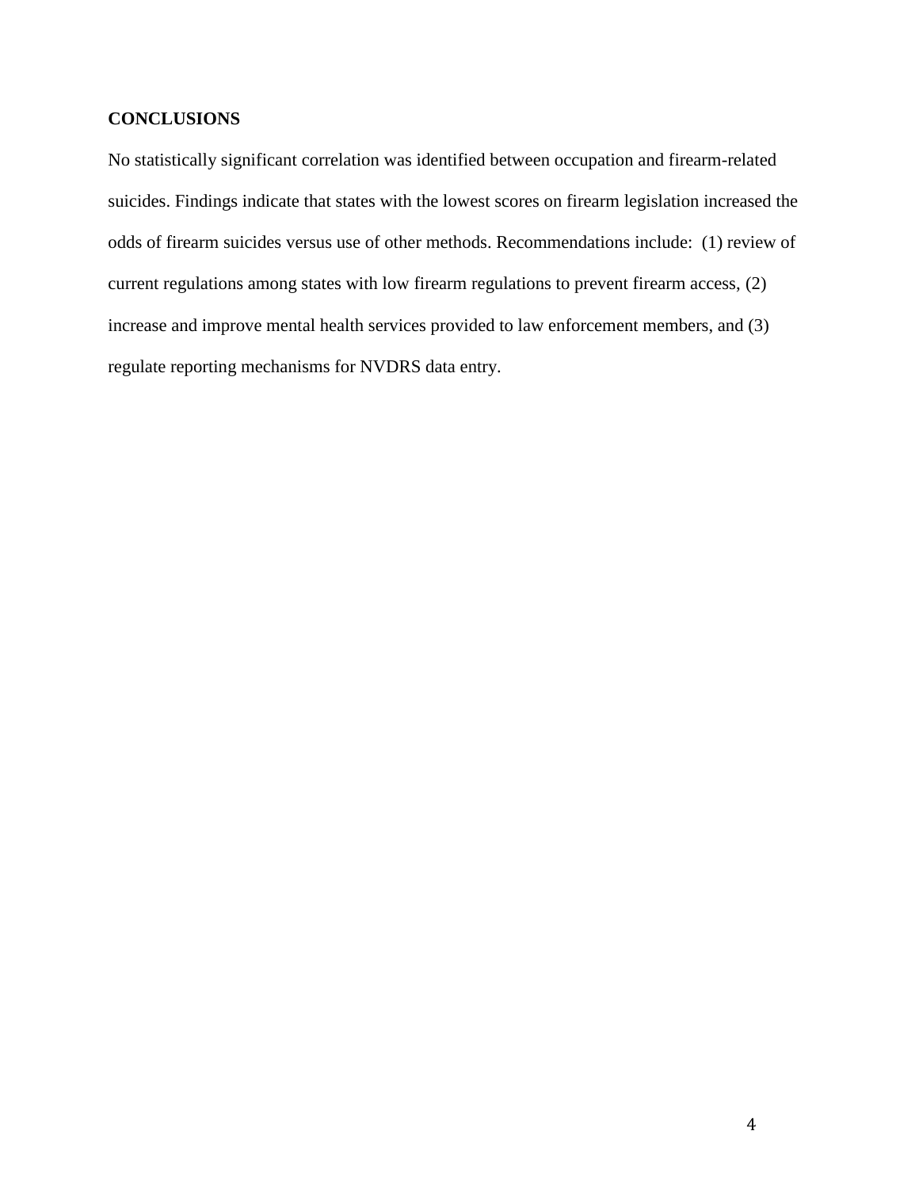## CONCLUSIONS

No statistically significant correlation was identified between occupation and firearm-related suicides. Findings indicate that states with the lowest scores on firearm legislation increased the odds of firearm suicides versus use of other methods. Recommendations include: (1) review of current regulations among states with low firearm regulations to prevent firearm access, (2) increase and improve mental health services provided to law enforcement members, and (3) regulate reporting mechanisms for NVDRS data entry.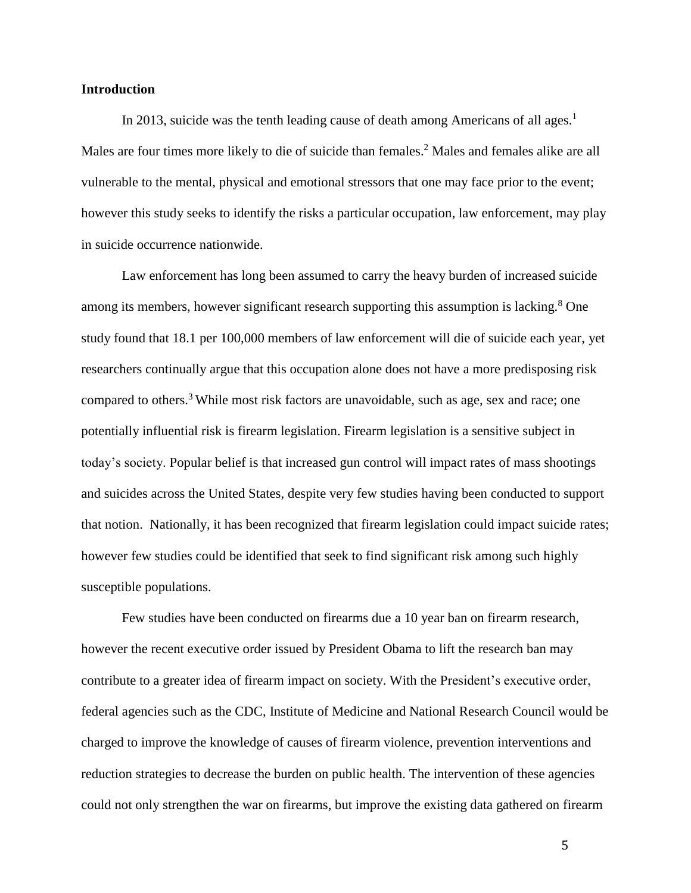**Introduction**

In 2013, suicide was the tenth leading cause of death among Americans of all ages.[1] Males are four times more likely to die of suicide than females.[2] Males and females alike are all vulnerable to the mental, physical and emotional stressors that one may face prior to the event; however this study seeks to identify the risks a particular occupation, law enforcement, may play in suicide occurrence nationwide.

Law enforcement has long been assumed to carry the heavy burden of increased suicide among its members, however significant research supporting this assumption is lacking.[8] One study found that 18.1 per 100,000 members of law enforcement will die of suicide each year, yet researchers continually argue that this occupation alone does not have a more predisposing risk compared to others.[3] While most risk factors are unavoidable, such as age, sex and race; one potentially influential risk is firearm legislation. Firearm legislation is a sensitive subject in today's society. Popular belief is that increased gun control will impact rates of mass shootings and suicides across the United States, despite very few studies having been conducted to support that notion. Nationally, it has been recognized that firearm legislation could impact suicide rates; however few studies could be identified that seek to find significant risk among such highly susceptible populations.

Few studies have been conducted on firearms due a 10 year ban on firearm research, however the recent executive order issued by President Obama to lift the research ban may contribute to a greater idea of firearm impact on society. With the President's executive order, federal agencies such as the CDC, Institute of Medicine and National Research Council would be charged to improve the knowledge of causes of firearm violence, prevention interventions and reduction strategies to decrease the burden on public health. The intervention of these agencies could not only strengthen the war on firearms, but improve the existing data gathered on firearm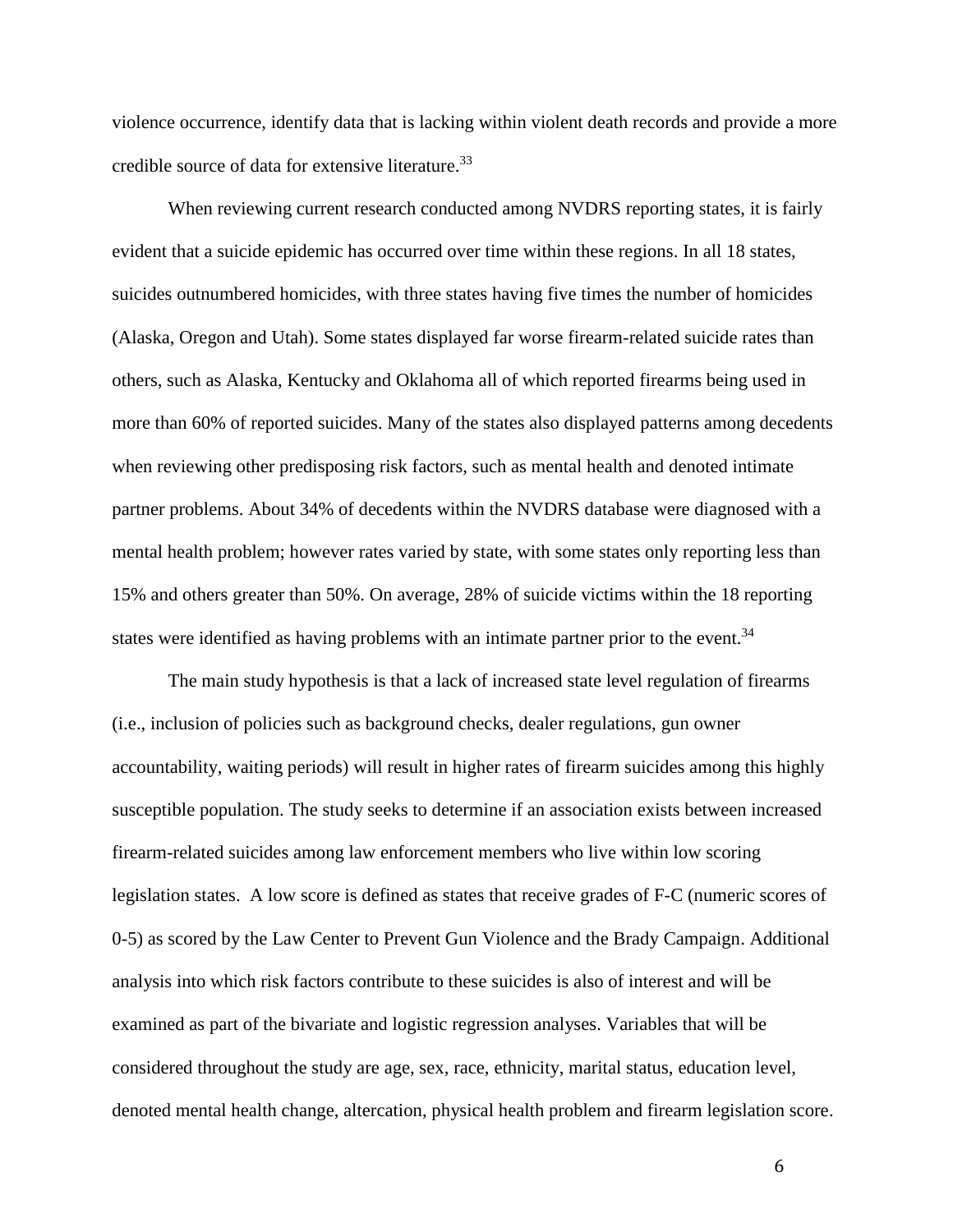violence occurrence, identify data that is lacking within violent death records and provide a more credible source of data for extensive literature.[33]

When reviewing current research conducted among NVDRS reporting states, it is fairly evident that a suicide epidemic has occurred over time within these regions. In all 18 states, suicides outnumbered homicides, with three states having five times the number of homicides (Alaska, Oregon and Utah). Some states displayed far worse firearm-related suicide rates than others, such as Alaska, Kentucky and Oklahoma all of which reported firearms being used in more than 60% of reported suicides. Many of the states also displayed patterns among decedents when reviewing other predisposing risk factors, such as mental health and denoted intimate partner problems. About 34% of decedents within the NVDRS database were diagnosed with a mental health problem; however rates varied by state, with some states only reporting less than 15% and others greater than 50%. On average, 28% of suicide victims within the 18 reporting states were identified as having problems with an intimate partner prior to the event.[34]

The main study hypothesis is that a lack of increased state level regulation of firearms (i.e., inclusion of policies such as background checks, dealer regulations, gun owner accountability, waiting periods) will result in higher rates of firearm suicides among this highly susceptible population. The study seeks to determine if an association exists between increased firearm-related suicides among law enforcement members who live within low scoring legislation states. A low score is defined as states that receive grades of F-C (numeric scores of 0-5) as scored by the Law Center to Prevent Gun Violence and the Brady Campaign. Additional analysis into which risk factors contribute to these suicides is also of interest and will be examined as part of the bivariate and logistic regression analyses. Variables that will be considered throughout the study are age, sex, race, ethnicity, marital status, education level, denoted mental health change, altercation, physical health problem and firearm legislation score.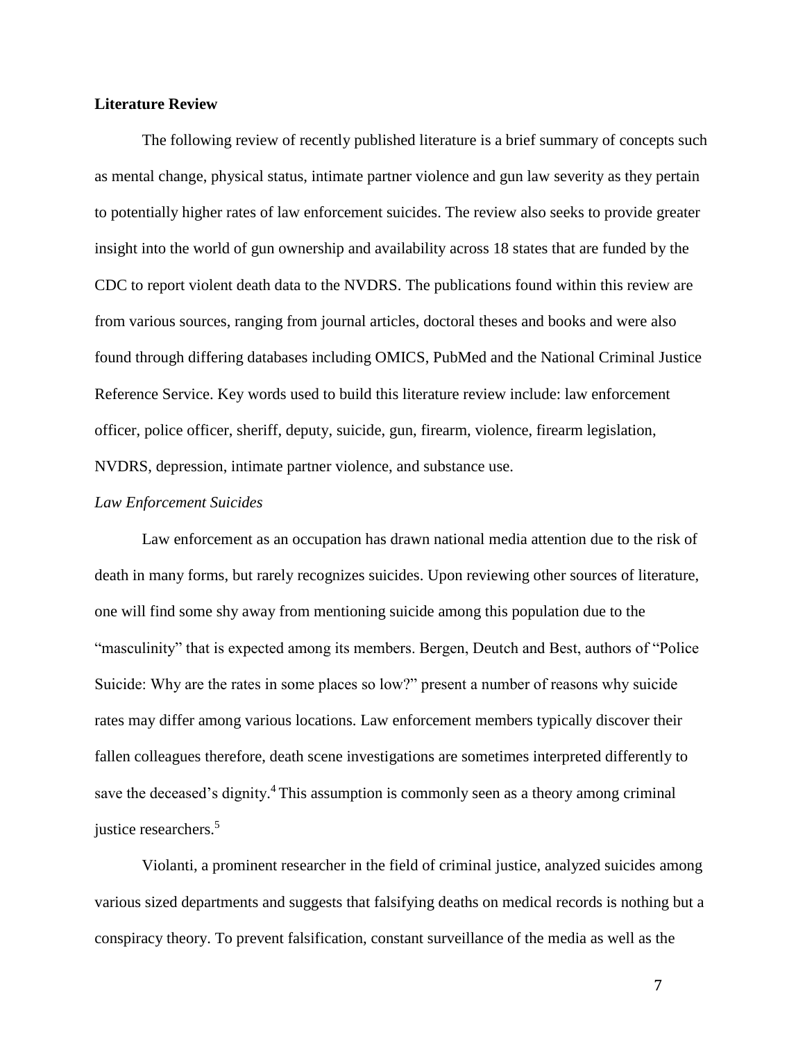## Literature Review

The following review of recently published literature is a brief summary of concepts such as mental change, physical status, intimate partner violence and gun law severity as they pertain to potentially higher rates of law enforcement suicides. The review also seeks to provide greater insight into the world of gun ownership and availability across 18 states that are funded by the CDC to report violent death data to the NVDRS. The publications found within this review are from various sources, ranging from journal articles, doctoral theses and books and were also found through differing databases including OMICS, PubMed and the National Criminal Justice Reference Service. Key words used to build this literature review include: law enforcement officer, police officer, sheriff, deputy, suicide, gun, firearm, violence, firearm legislation, NVDRS, depression, intimate partner violence, and substance use.

### *Law Enforcement Suicides*

Law enforcement as an occupation has drawn national media attention due to the risk of death in many forms, but rarely recognizes suicides. Upon reviewing other sources of literature, one will find some shy away from mentioning suicide among this population due to the "masculinity" that is expected among its members. Bergen, Deutch and Best, authors of "Police Suicide: Why are the rates in some places so low?" present a number of reasons why suicide rates may differ among various locations. Law enforcement members typically discover their fallen colleagues therefore, death scene investigations are sometimes interpreted differently to save the deceased's dignity.[4] This assumption is commonly seen as a theory among criminal justice researchers.[5]

Violanti, a prominent researcher in the field of criminal justice, analyzed suicides among various sized departments and suggests that falsifying deaths on medical records is nothing but a conspiracy theory. To prevent falsification, constant surveillance of the media as well as the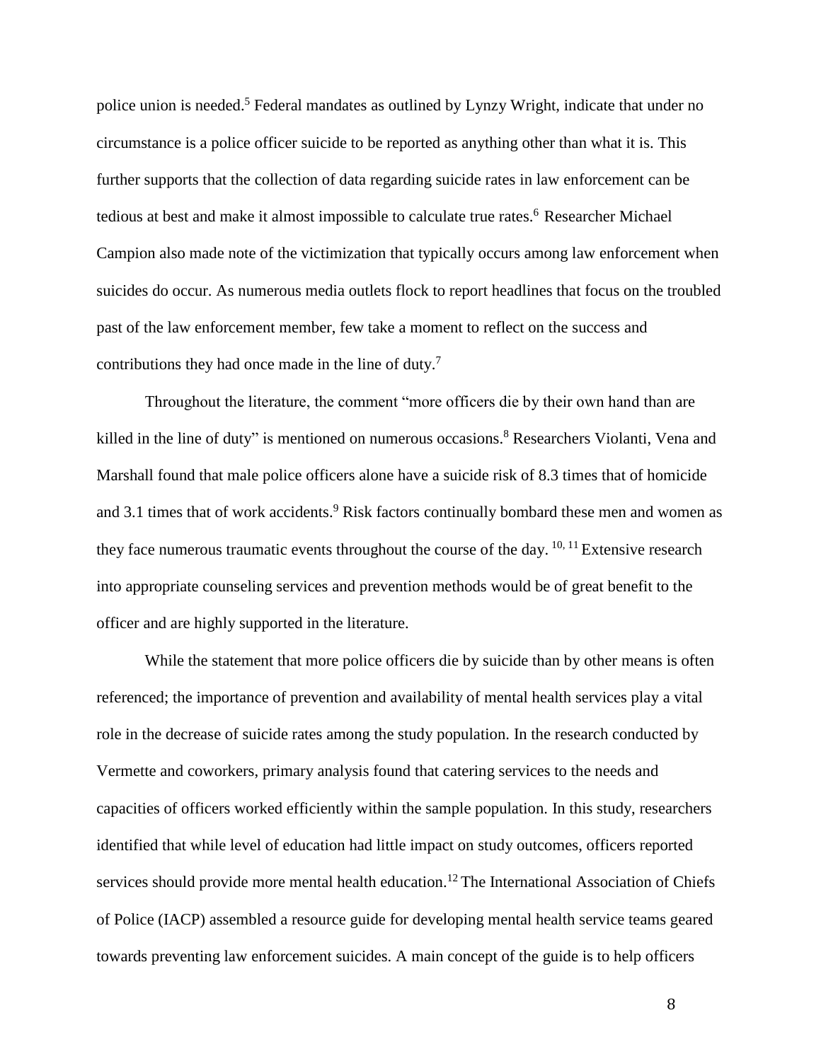police union is needed.[5] Federal mandates as outlined by Lynzy Wright, indicate that under no circumstance is a police officer suicide to be reported as anything other than what it is. This further supports that the collection of data regarding suicide rates in law enforcement can be tedious at best and make it almost impossible to calculate true rates.[6] Researcher Michael Campion also made note of the victimization that typically occurs among law enforcement when suicides do occur. As numerous media outlets flock to report headlines that focus on the troubled past of the law enforcement member, few take a moment to reflect on the success and contributions they had once made in the line of duty.[7]

Throughout the literature, the comment "more officers die by their own hand than are killed in the line of duty" is mentioned on numerous occasions.[8] Researchers Violanti, Vena and Marshall found that male police officers alone have a suicide risk of 8.3 times that of homicide and 3.1 times that of work accidents.[9] Risk factors continually bombard these men and women as they face numerous traumatic events throughout the course of the day.[10, 11] Extensive research into appropriate counseling services and prevention methods would be of great benefit to the officer and are highly supported in the literature.

While the statement that more police officers die by suicide than by other means is often referenced; the importance of prevention and availability of mental health services play a vital role in the decrease of suicide rates among the study population. In the research conducted by Vermette and coworkers, primary analysis found that catering services to the needs and capacities of officers worked efficiently within the sample population. In this study, researchers identified that while level of education had little impact on study outcomes, officers reported services should provide more mental health education.[12] The International Association of Chiefs of Police (IACP) assembled a resource guide for developing mental health service teams geared towards preventing law enforcement suicides. A main concept of the guide is to help officers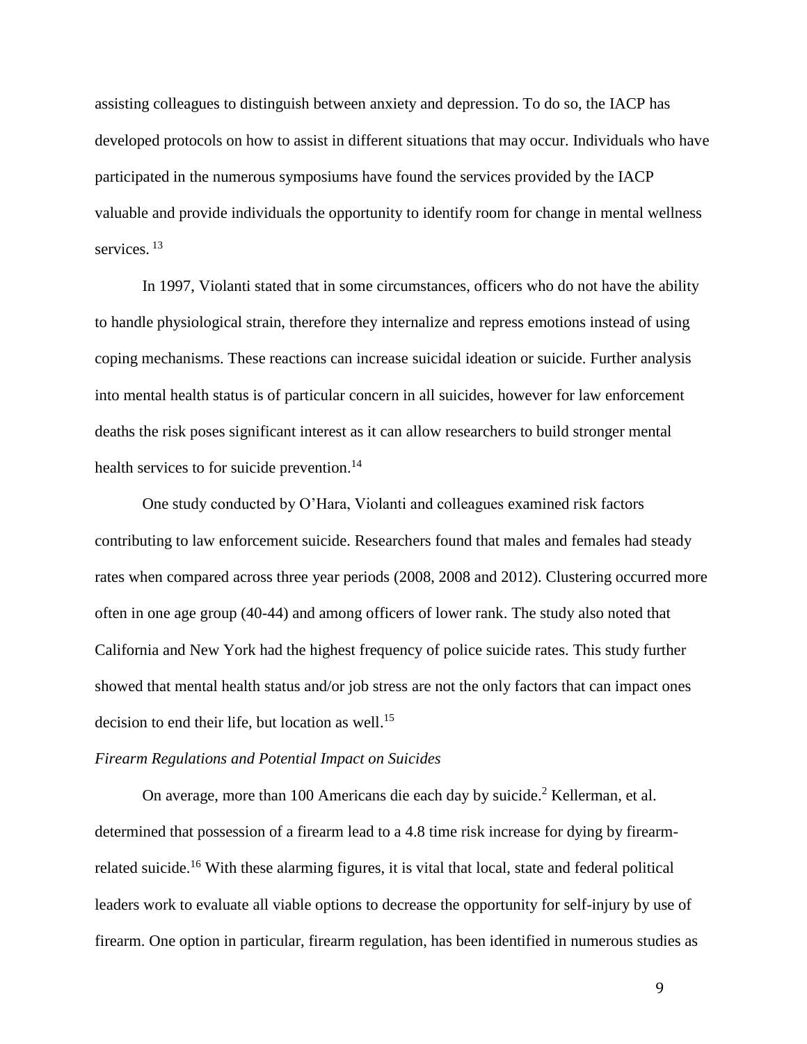assisting colleagues to distinguish between anxiety and depression. To do so, the IACP has developed protocols on how to assist in different situations that may occur. Individuals who have participated in the numerous symposiums have found the services provided by the IACP valuable and provide individuals the opportunity to identify room for change in mental wellness services. [13]

In 1997, Violanti stated that in some circumstances, officers who do not have the ability to handle physiological strain, therefore they internalize and repress emotions instead of using coping mechanisms. These reactions can increase suicidal ideation or suicide. Further analysis into mental health status is of particular concern in all suicides, however for law enforcement deaths the risk poses significant interest as it can allow researchers to build stronger mental health services to for suicide prevention.[14]

One study conducted by O'Hara, Violanti and colleagues examined risk factors contributing to law enforcement suicide. Researchers found that males and females had steady rates when compared across three year periods (2008, 2008 and 2012). Clustering occurred more often in one age group (40-44) and among officers of lower rank. The study also noted that California and New York had the highest frequency of police suicide rates. This study further showed that mental health status and/or job stress are not the only factors that can impact ones decision to end their life, but location as well.[15]

*Firearm Regulations and Potential Impact on Suicides*

On average, more than 100 Americans die each day by suicide.[2] Kellerman, et al. determined that possession of a firearm lead to a 4.8 time risk increase for dying by firearm-related suicide.[16] With these alarming figures, it is vital that local, state and federal political leaders work to evaluate all viable options to decrease the opportunity for self-injury by use of firearm. One option in particular, firearm regulation, has been identified in numerous studies as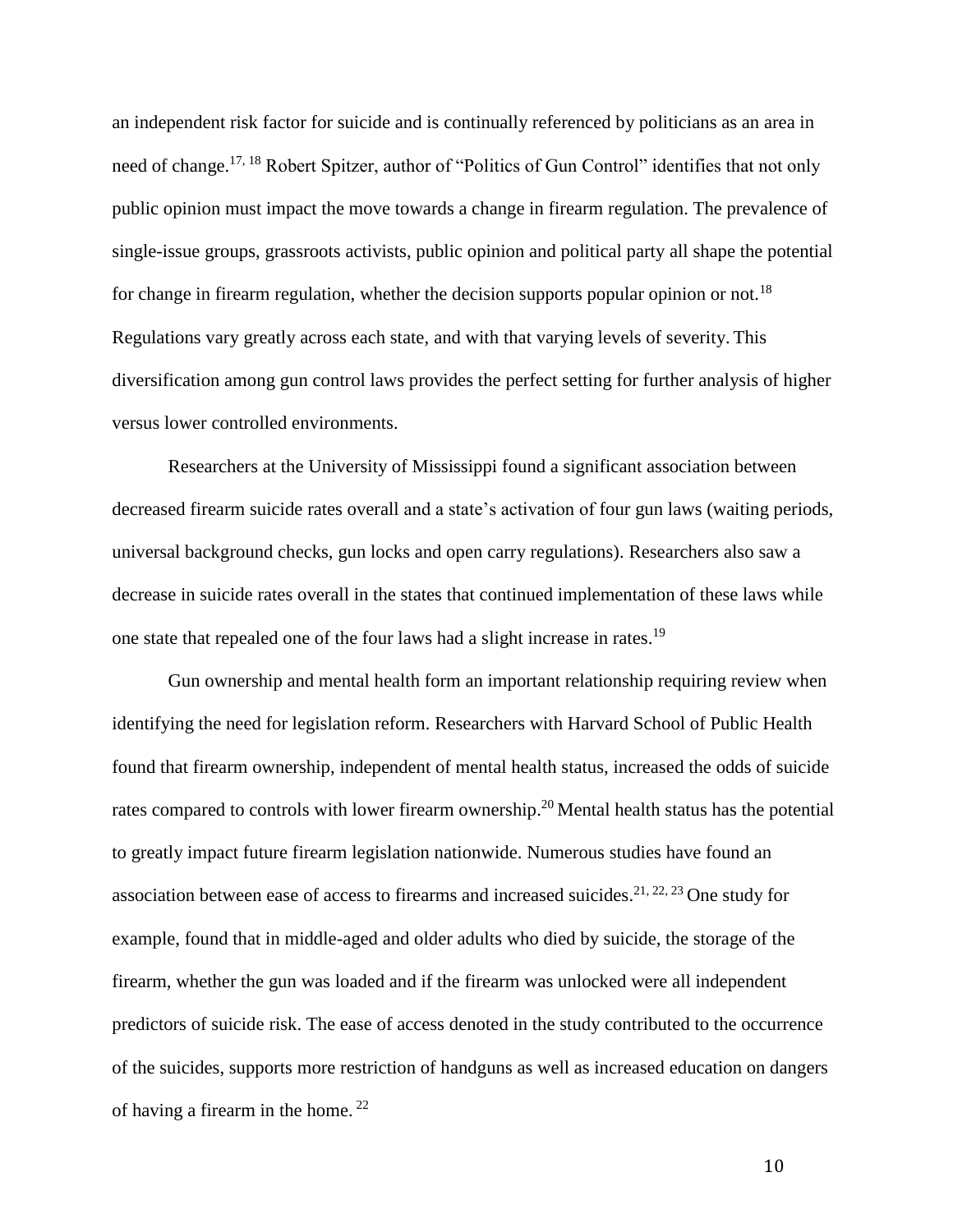an independent risk factor for suicide and is continually referenced by politicians as an area in need of change.[17, 18] Robert Spitzer, author of "Politics of Gun Control" identifies that not only public opinion must impact the move towards a change in firearm regulation. The prevalence of single-issue groups, grassroots activists, public opinion and political party all shape the potential for change in firearm regulation, whether the decision supports popular opinion or not.[18] Regulations vary greatly across each state, and with that varying levels of severity. This diversification among gun control laws provides the perfect setting for further analysis of higher versus lower controlled environments.

Researchers at the University of Mississippi found a significant association between decreased firearm suicide rates overall and a state's activation of four gun laws (waiting periods, universal background checks, gun locks and open carry regulations). Researchers also saw a decrease in suicide rates overall in the states that continued implementation of these laws while one state that repealed one of the four laws had a slight increase in rates.[19]

Gun ownership and mental health form an important relationship requiring review when identifying the need for legislation reform. Researchers with Harvard School of Public Health found that firearm ownership, independent of mental health status, increased the odds of suicide rates compared to controls with lower firearm ownership.[20] Mental health status has the potential to greatly impact future firearm legislation nationwide. Numerous studies have found an association between ease of access to firearms and increased suicides.[21, 22, 23] One study for example, found that in middle-aged and older adults who died by suicide, the storage of the firearm, whether the gun was loaded and if the firearm was unlocked were all independent predictors of suicide risk. The ease of access denoted in the study contributed to the occurrence of the suicides, supports more restriction of handguns as well as increased education on dangers of having a firearm in the home.[22]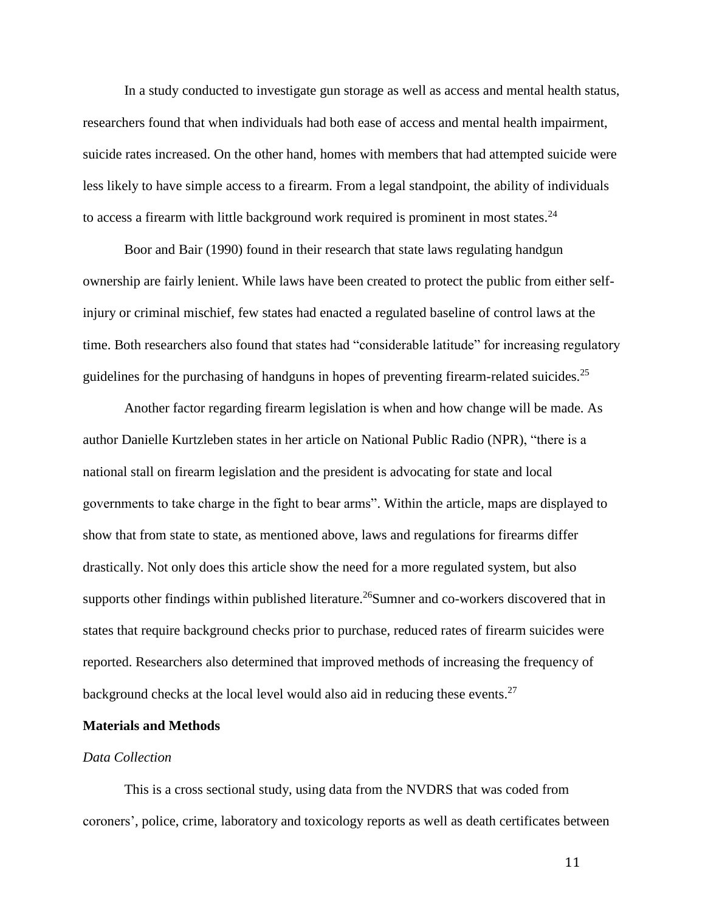In a study conducted to investigate gun storage as well as access and mental health status, researchers found that when individuals had both ease of access and mental health impairment, suicide rates increased. On the other hand, homes with members that had attempted suicide were less likely to have simple access to a firearm. From a legal standpoint, the ability of individuals to access a firearm with little background work required is prominent in most states.[24]

Boor and Bair (1990) found in their research that state laws regulating handgun ownership are fairly lenient. While laws have been created to protect the public from either self-injury or criminal mischief, few states had enacted a regulated baseline of control laws at the time. Both researchers also found that states had "considerable latitude" for increasing regulatory guidelines for the purchasing of handguns in hopes of preventing firearm-related suicides.[25]

Another factor regarding firearm legislation is when and how change will be made. As author Danielle Kurtzleben states in her article on National Public Radio (NPR), "there is a national stall on firearm legislation and the president is advocating for state and local governments to take charge in the fight to bear arms". Within the article, maps are displayed to show that from state to state, as mentioned above, laws and regulations for firearms differ drastically. Not only does this article show the need for a more regulated system, but also supports other findings within published literature.[26]Sumner and co-workers discovered that in states that require background checks prior to purchase, reduced rates of firearm suicides were reported. Researchers also determined that improved methods of increasing the frequency of background checks at the local level would also aid in reducing these events.[27]

**Materials and Methods**

*Data Collection*

This is a cross sectional study, using data from the NVDRS that was coded from coroners', police, crime, laboratory and toxicology reports as well as death certificates between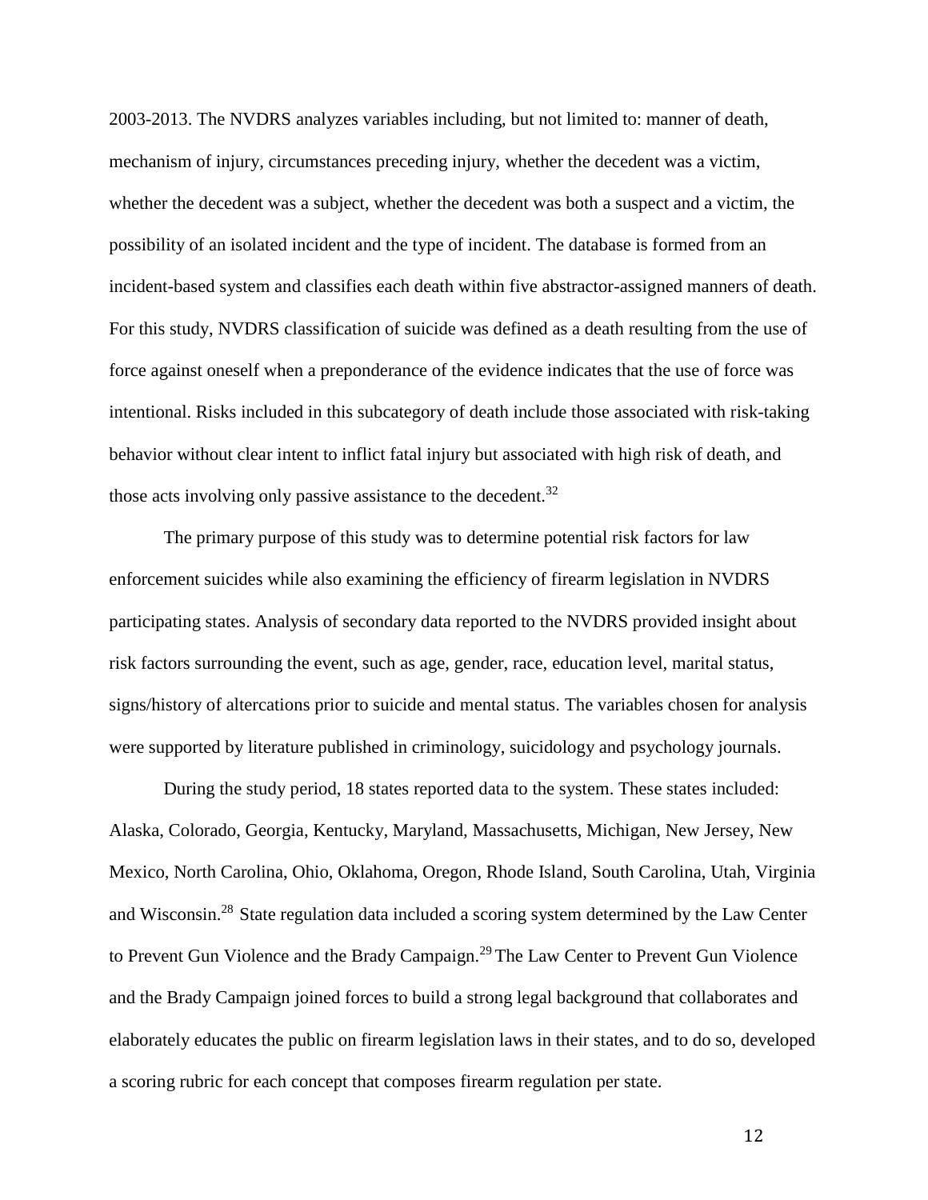2003-2013. The NVDRS analyzes variables including, but not limited to: manner of death, mechanism of injury, circumstances preceding injury, whether the decedent was a victim, whether the decedent was a subject, whether the decedent was both a suspect and a victim, the possibility of an isolated incident and the type of incident. The database is formed from an incident-based system and classifies each death within five abstractor-assigned manners of death. For this study, NVDRS classification of suicide was defined as a death resulting from the use of force against oneself when a preponderance of the evidence indicates that the use of force was intentional. Risks included in this subcategory of death include those associated with risk-taking behavior without clear intent to inflict fatal injury but associated with high risk of death, and those acts involving only passive assistance to the decedent.[32]

The primary purpose of this study was to determine potential risk factors for law enforcement suicides while also examining the efficiency of firearm legislation in NVDRS participating states. Analysis of secondary data reported to the NVDRS provided insight about risk factors surrounding the event, such as age, gender, race, education level, marital status, signs/history of altercations prior to suicide and mental status. The variables chosen for analysis were supported by literature published in criminology, suicidology and psychology journals.

During the study period, 18 states reported data to the system. These states included: Alaska, Colorado, Georgia, Kentucky, Maryland, Massachusetts, Michigan, New Jersey, New Mexico, North Carolina, Ohio, Oklahoma, Oregon, Rhode Island, South Carolina, Utah, Virginia and Wisconsin.[28] State regulation data included a scoring system determined by the Law Center to Prevent Gun Violence and the Brady Campaign.[29] The Law Center to Prevent Gun Violence and the Brady Campaign joined forces to build a strong legal background that collaborates and elaborately educates the public on firearm legislation laws in their states, and to do so, developed a scoring rubric for each concept that composes firearm regulation per state.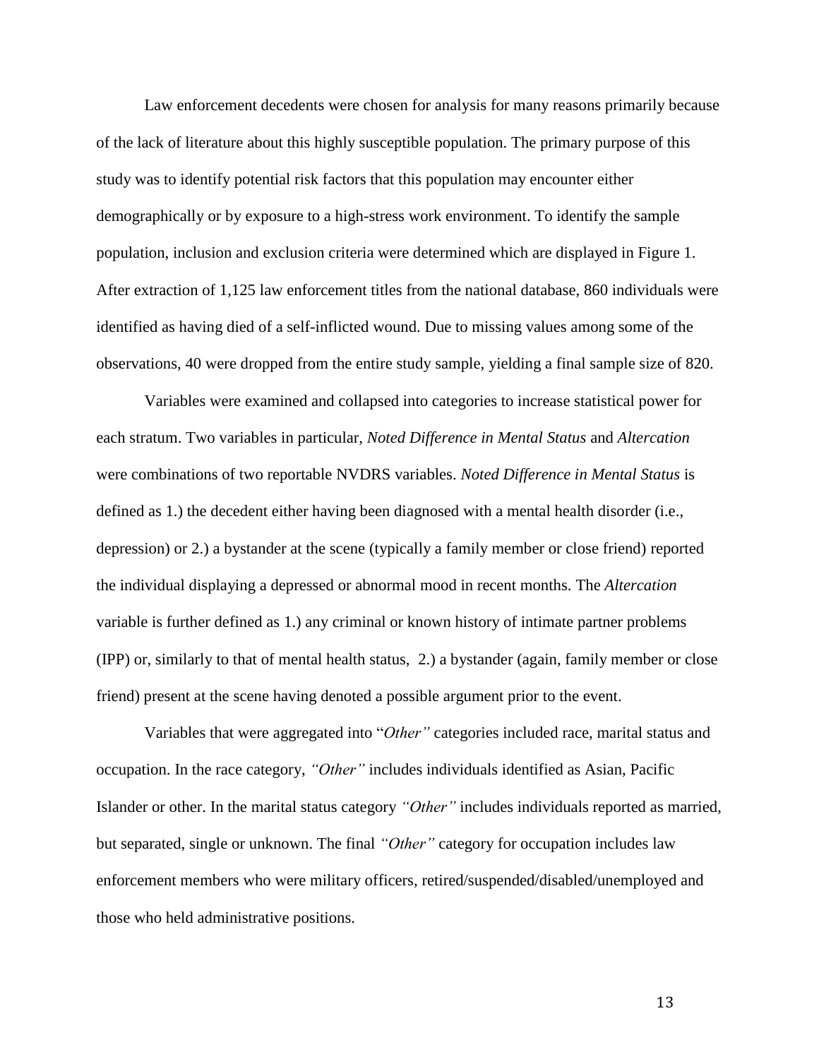Law enforcement decedents were chosen for analysis for many reasons primarily because of the lack of literature about this highly susceptible population. The primary purpose of this study was to identify potential risk factors that this population may encounter either demographically or by exposure to a high-stress work environment. To identify the sample population, inclusion and exclusion criteria were determined which are displayed in Figure 1. After extraction of 1,125 law enforcement titles from the national database, 860 individuals were identified as having died of a self-inflicted wound. Due to missing values among some of the observations, 40 were dropped from the entire study sample, yielding a final sample size of 820.

Variables were examined and collapsed into categories to increase statistical power for each stratum. Two variables in particular, *Noted Difference in Mental Status* and *Altercation* were combinations of two reportable NVDRS variables. *Noted Difference in Mental Status* is defined as 1.) the decedent either having been diagnosed with a mental health disorder (i.e., depression) or 2.) a bystander at the scene (typically a family member or close friend) reported the individual displaying a depressed or abnormal mood in recent months. The *Altercation* variable is further defined as 1.) any criminal or known history of intimate partner problems (IPP) or, similarly to that of mental health status, 2.) a bystander (again, family member or close friend) present at the scene having denoted a possible argument prior to the event.

Variables that were aggregated into "*Other"* categories included race, marital status and occupation. In the race category, *"Other"* includes individuals identified as Asian, Pacific Islander or other. In the marital status category *"Other"* includes individuals reported as married, but separated, single or unknown. The final *"Other"* category for occupation includes law enforcement members who were military officers, retired/suspended/disabled/unemployed and those who held administrative positions.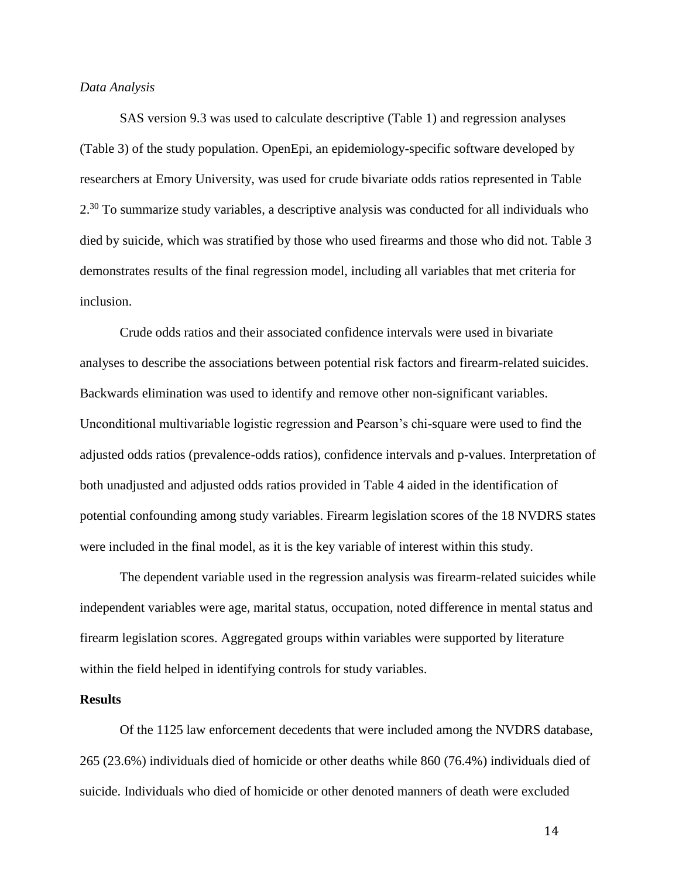*Data Analysis*

SAS version 9.3 was used to calculate descriptive (Table 1) and regression analyses (Table 3) of the study population. OpenEpi, an epidemiology-specific software developed by researchers at Emory University, was used for crude bivariate odds ratios represented in Table 2.[30] To summarize study variables, a descriptive analysis was conducted for all individuals who died by suicide, which was stratified by those who used firearms and those who did not. Table 3 demonstrates results of the final regression model, including all variables that met criteria for inclusion.

Crude odds ratios and their associated confidence intervals were used in bivariate analyses to describe the associations between potential risk factors and firearm-related suicides. Backwards elimination was used to identify and remove other non-significant variables. Unconditional multivariable logistic regression and Pearson's chi-square were used to find the adjusted odds ratios (prevalence-odds ratios), confidence intervals and p-values. Interpretation of both unadjusted and adjusted odds ratios provided in Table 4 aided in the identification of potential confounding among study variables. Firearm legislation scores of the 18 NVDRS states were included in the final model, as it is the key variable of interest within this study.

The dependent variable used in the regression analysis was firearm-related suicides while independent variables were age, marital status, occupation, noted difference in mental status and firearm legislation scores. Aggregated groups within variables were supported by literature within the field helped in identifying controls for study variables.

**Results**

Of the 1125 law enforcement decedents that were included among the NVDRS database, 265 (23.6%) individuals died of homicide or other deaths while 860 (76.4%) individuals died of suicide. Individuals who died of homicide or other denoted manners of death were excluded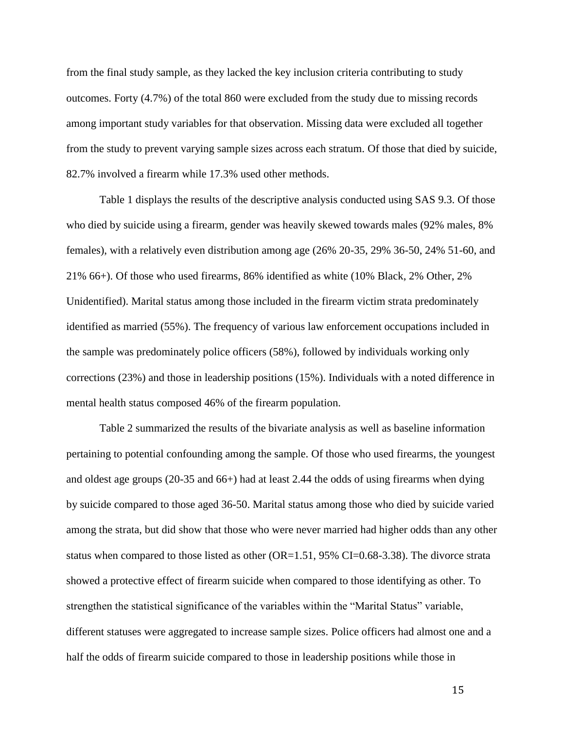from the final study sample, as they lacked the key inclusion criteria contributing to study outcomes. Forty (4.7%) of the total 860 were excluded from the study due to missing records among important study variables for that observation. Missing data were excluded all together from the study to prevent varying sample sizes across each stratum. Of those that died by suicide, 82.7% involved a firearm while 17.3% used other methods.

Table 1 displays the results of the descriptive analysis conducted using SAS 9.3. Of those who died by suicide using a firearm, gender was heavily skewed towards males (92% males, 8% females), with a relatively even distribution among age (26% 20-35, 29% 36-50, 24% 51-60, and 21% 66+). Of those who used firearms, 86% identified as white (10% Black, 2% Other, 2% Unidentified). Marital status among those included in the firearm victim strata predominately identified as married (55%). The frequency of various law enforcement occupations included in the sample was predominately police officers (58%), followed by individuals working only corrections (23%) and those in leadership positions (15%). Individuals with a noted difference in mental health status composed 46% of the firearm population.

Table 2 summarized the results of the bivariate analysis as well as baseline information pertaining to potential confounding among the sample. Of those who used firearms, the youngest and oldest age groups (20-35 and 66+) had at least 2.44 the odds of using firearms when dying by suicide compared to those aged 36-50. Marital status among those who died by suicide varied among the strata, but did show that those who were never married had higher odds than any other status when compared to those listed as other (OR=1.51, 95% CI=0.68-3.38). The divorce strata showed a protective effect of firearm suicide when compared to those identifying as other. To strengthen the statistical significance of the variables within the "Marital Status" variable, different statuses were aggregated to increase sample sizes. Police officers had almost one and a half the odds of firearm suicide compared to those in leadership positions while those in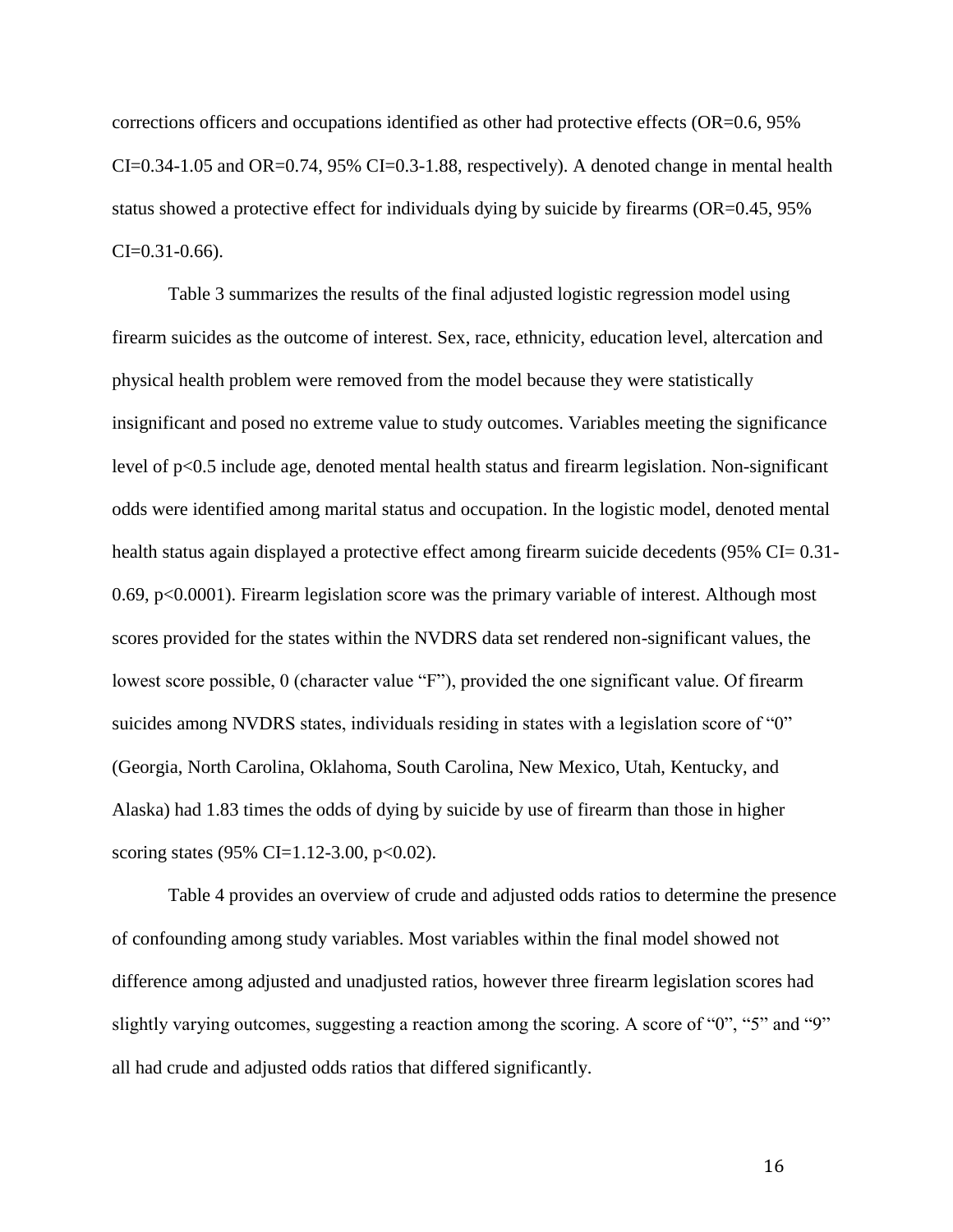corrections officers and occupations identified as other had protective effects (OR=0.6, 95% CI=0.34-1.05 and OR=0.74, 95% CI=0.3-1.88, respectively). A denoted change in mental health status showed a protective effect for individuals dying by suicide by firearms (OR=0.45, 95% CI=0.31-0.66).

Table 3 summarizes the results of the final adjusted logistic regression model using firearm suicides as the outcome of interest. Sex, race, ethnicity, education level, altercation and physical health problem were removed from the model because they were statistically insignificant and posed no extreme value to study outcomes. Variables meeting the significance level of $p<0.5$ include age, denoted mental health status and firearm legislation. Non-significant odds were identified among marital status and occupation. In the logistic model, denoted mental health status again displayed a protective effect among firearm suicide decedents (95% CI= 0.31-0.69, $p<0.0001$). Firearm legislation score was the primary variable of interest. Although most scores provided for the states within the NVDRS data set rendered non-significant values, the lowest score possible, 0 (character value "F"), provided the one significant value. Of firearm suicides among NVDRS states, individuals residing in states with a legislation score of "0" (Georgia, North Carolina, Oklahoma, South Carolina, New Mexico, Utah, Kentucky, and Alaska) had 1.83 times the odds of dying by suicide by use of firearm than those in higher scoring states (95% CI=1.12-3.00, $p<0.02$).

Table 4 provides an overview of crude and adjusted odds ratios to determine the presence of confounding among study variables. Most variables within the final model showed not difference among adjusted and unadjusted ratios, however three firearm legislation scores had slightly varying outcomes, suggesting a reaction among the scoring. A score of "0", "5" and "9" all had crude and adjusted odds ratios that differed significantly.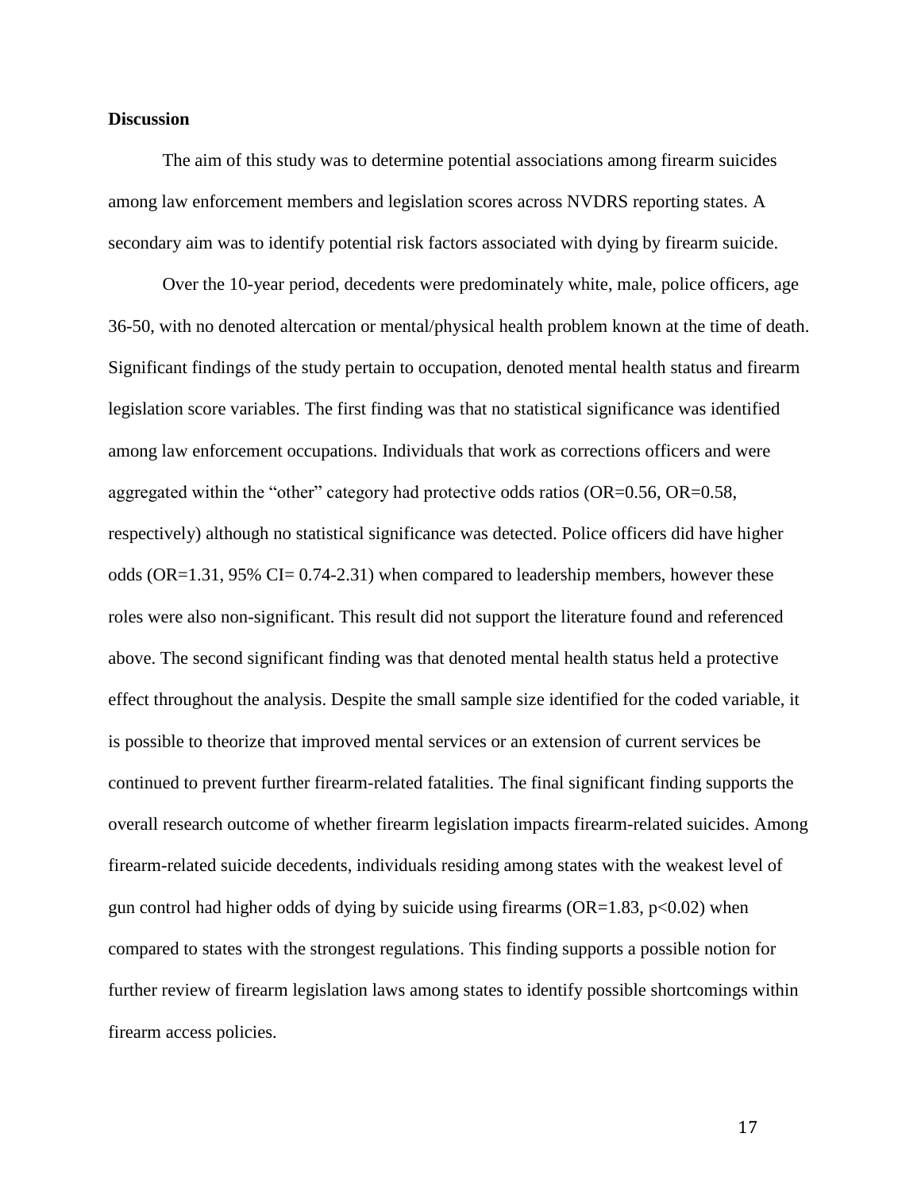**Discussion**

The aim of this study was to determine potential associations among firearm suicides among law enforcement members and legislation scores across NVDRS reporting states. A secondary aim was to identify potential risk factors associated with dying by firearm suicide.

Over the 10-year period, decedents were predominately white, male, police officers, age 36-50, with no denoted altercation or mental/physical health problem known at the time of death. Significant findings of the study pertain to occupation, denoted mental health status and firearm legislation score variables. The first finding was that no statistical significance was identified among law enforcement occupations. Individuals that work as corrections officers and were aggregated within the "other" category had protective odds ratios (OR=0.56, OR=0.58, respectively) although no statistical significance was detected. Police officers did have higher odds (OR=1.31, 95% CI= 0.74-2.31) when compared to leadership members, however these roles were also non-significant. This result did not support the literature found and referenced above. The second significant finding was that denoted mental health status held a protective effect throughout the analysis. Despite the small sample size identified for the coded variable, it is possible to theorize that improved mental services or an extension of current services be continued to prevent further firearm-related fatalities. The final significant finding supports the overall research outcome of whether firearm legislation impacts firearm-related suicides. Among firearm-related suicide decedents, individuals residing among states with the weakest level of gun control had higher odds of dying by suicide using firearms (OR=1.83, $p<0.02$) when compared to states with the strongest regulations. This finding supports a possible notion for further review of firearm legislation laws among states to identify possible shortcomings within firearm access policies.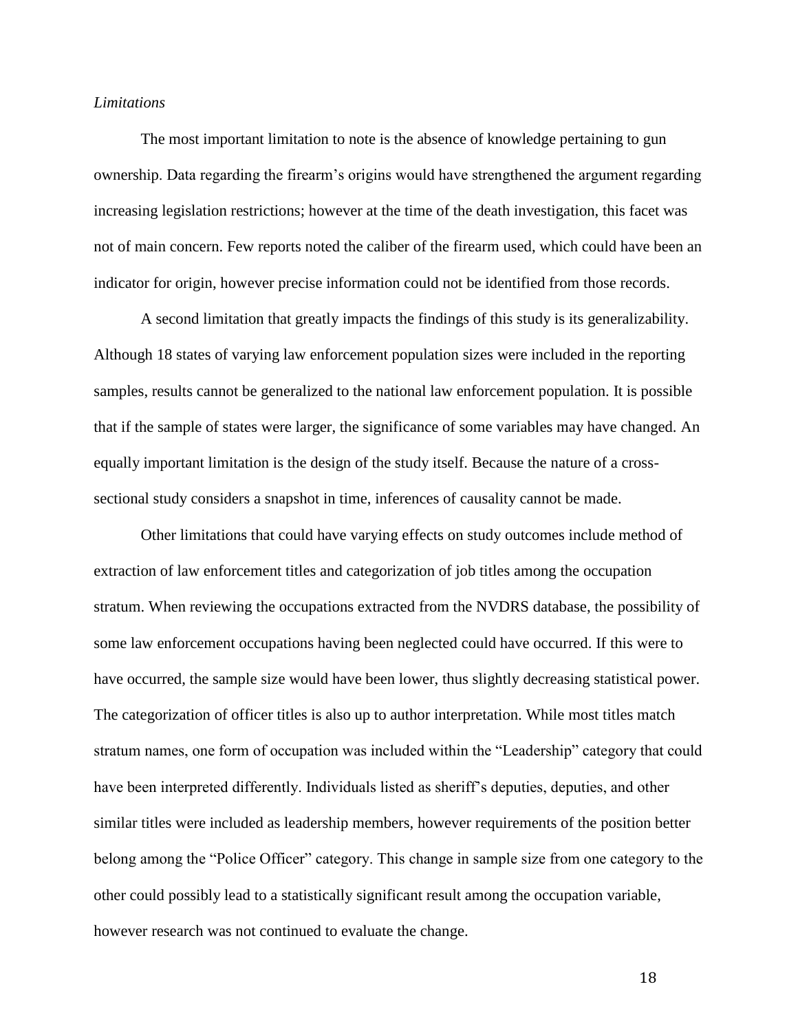*Limitations*

The most important limitation to note is the absence of knowledge pertaining to gun ownership. Data regarding the firearm's origins would have strengthened the argument regarding increasing legislation restrictions; however at the time of the death investigation, this facet was not of main concern. Few reports noted the caliber of the firearm used, which could have been an indicator for origin, however precise information could not be identified from those records.

A second limitation that greatly impacts the findings of this study is its generalizability. Although 18 states of varying law enforcement population sizes were included in the reporting samples, results cannot be generalized to the national law enforcement population. It is possible that if the sample of states were larger, the significance of some variables may have changed. An equally important limitation is the design of the study itself. Because the nature of a cross-sectional study considers a snapshot in time, inferences of causality cannot be made.

Other limitations that could have varying effects on study outcomes include method of extraction of law enforcement titles and categorization of job titles among the occupation stratum. When reviewing the occupations extracted from the NVDRS database, the possibility of some law enforcement occupations having been neglected could have occurred. If this were to have occurred, the sample size would have been lower, thus slightly decreasing statistical power. The categorization of officer titles is also up to author interpretation. While most titles match stratum names, one form of occupation was included within the "Leadership" category that could have been interpreted differently. Individuals listed as sheriff's deputies, deputies, and other similar titles were included as leadership members, however requirements of the position better belong among the "Police Officer" category. This change in sample size from one category to the other could possibly lead to a statistically significant result among the occupation variable, however research was not continued to evaluate the change.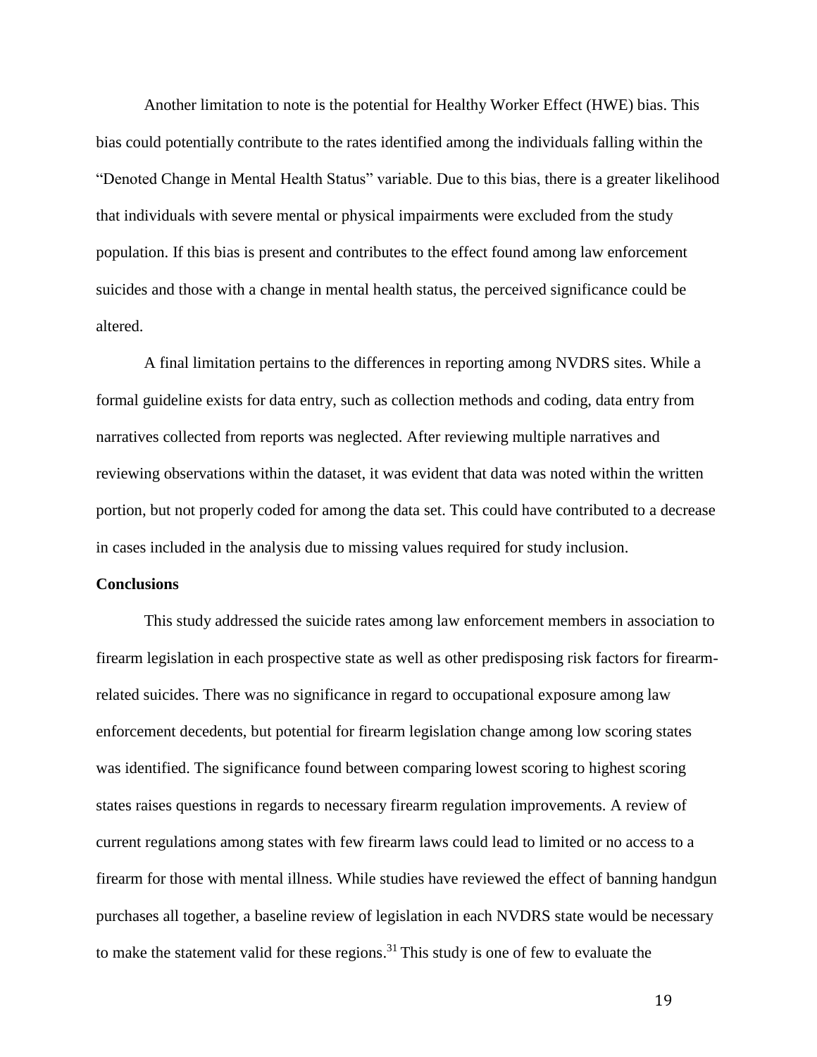Another limitation to note is the potential for Healthy Worker Effect (HWE) bias. This bias could potentially contribute to the rates identified among the individuals falling within the "Denoted Change in Mental Health Status" variable. Due to this bias, there is a greater likelihood that individuals with severe mental or physical impairments were excluded from the study population. If this bias is present and contributes to the effect found among law enforcement suicides and those with a change in mental health status, the perceived significance could be altered.

A final limitation pertains to the differences in reporting among NVDRS sites. While a formal guideline exists for data entry, such as collection methods and coding, data entry from narratives collected from reports was neglected. After reviewing multiple narratives and reviewing observations within the dataset, it was evident that data was noted within the written portion, but not properly coded for among the data set. This could have contributed to a decrease in cases included in the analysis due to missing values required for study inclusion.

**Conclusions**

This study addressed the suicide rates among law enforcement members in association to firearm legislation in each prospective state as well as other predisposing risk factors for firearm-related suicides. There was no significance in regard to occupational exposure among law enforcement decedents, but potential for firearm legislation change among low scoring states was identified. The significance found between comparing lowest scoring to highest scoring states raises questions in regards to necessary firearm regulation improvements. A review of current regulations among states with few firearm laws could lead to limited or no access to a firearm for those with mental illness. While studies have reviewed the effect of banning handgun purchases all together, a baseline review of legislation in each NVDRS state would be necessary to make the statement valid for these regions.[31] This study is one of few to evaluate the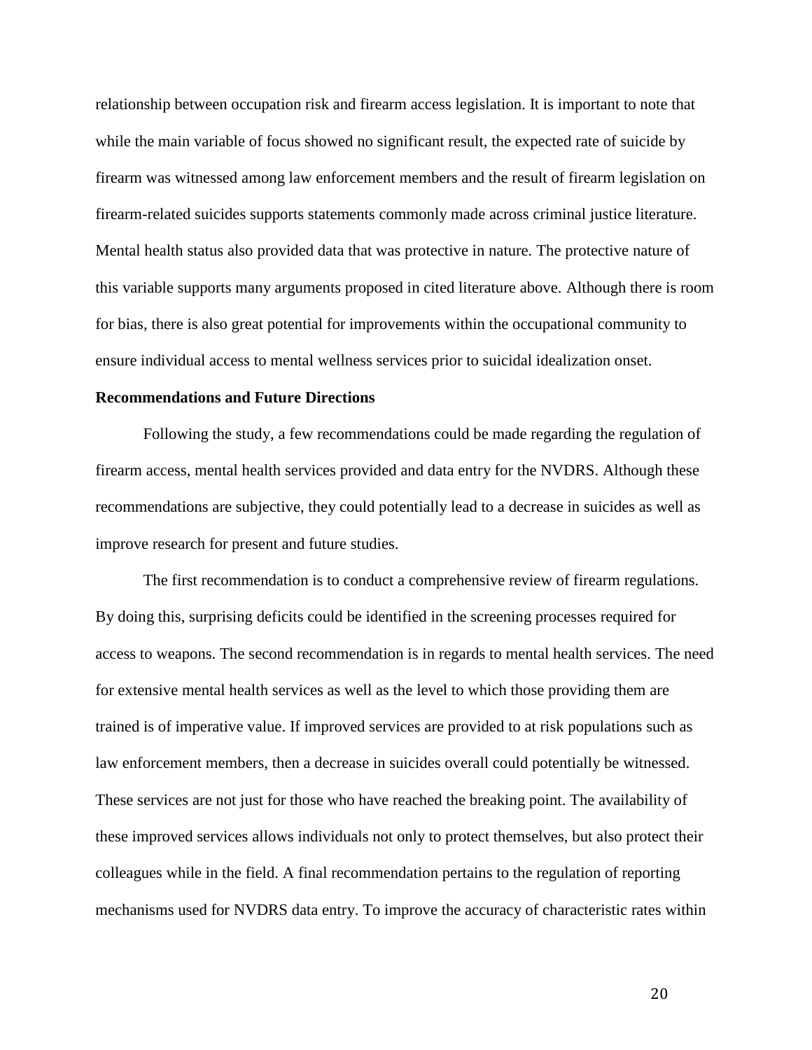relationship between occupation risk and firearm access legislation. It is important to note that while the main variable of focus showed no significant result, the expected rate of suicide by firearm was witnessed among law enforcement members and the result of firearm legislation on firearm-related suicides supports statements commonly made across criminal justice literature. Mental health status also provided data that was protective in nature. The protective nature of this variable supports many arguments proposed in cited literature above. Although there is room for bias, there is also great potential for improvements within the occupational community to ensure individual access to mental wellness services prior to suicidal idealization onset.

**Recommendations and Future Directions**

Following the study, a few recommendations could be made regarding the regulation of firearm access, mental health services provided and data entry for the NVDRS. Although these recommendations are subjective, they could potentially lead to a decrease in suicides as well as improve research for present and future studies.

The first recommendation is to conduct a comprehensive review of firearm regulations. By doing this, surprising deficits could be identified in the screening processes required for access to weapons. The second recommendation is in regards to mental health services. The need for extensive mental health services as well as the level to which those providing them are trained is of imperative value. If improved services are provided to at risk populations such as law enforcement members, then a decrease in suicides overall could potentially be witnessed. These services are not just for those who have reached the breaking point. The availability of these improved services allows individuals not only to protect themselves, but also protect their colleagues while in the field. A final recommendation pertains to the regulation of reporting mechanisms used for NVDRS data entry. To improve the accuracy of characteristic rates within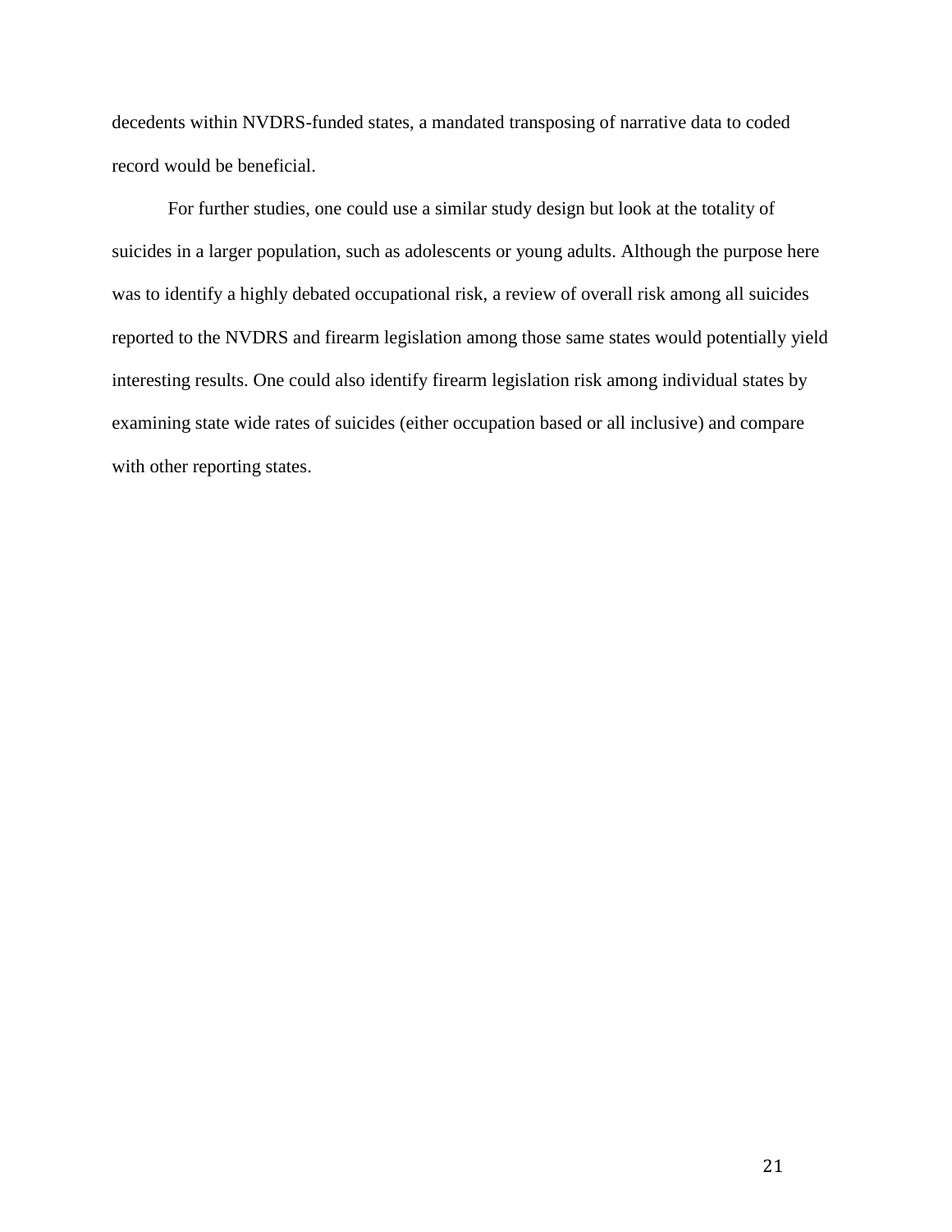decedents within NVDRS-funded states, a mandated transposing of narrative data to coded record would be beneficial.

For further studies, one could use a similar study design but look at the totality of suicides in a larger population, such as adolescents or young adults. Although the purpose here was to identify a highly debated occupational risk, a review of overall risk among all suicides reported to the NVDRS and firearm legislation among those same states would potentially yield interesting results. One could also identify firearm legislation risk among individual states by examining state wide rates of suicides (either occupation based or all inclusive) and compare with other reporting states.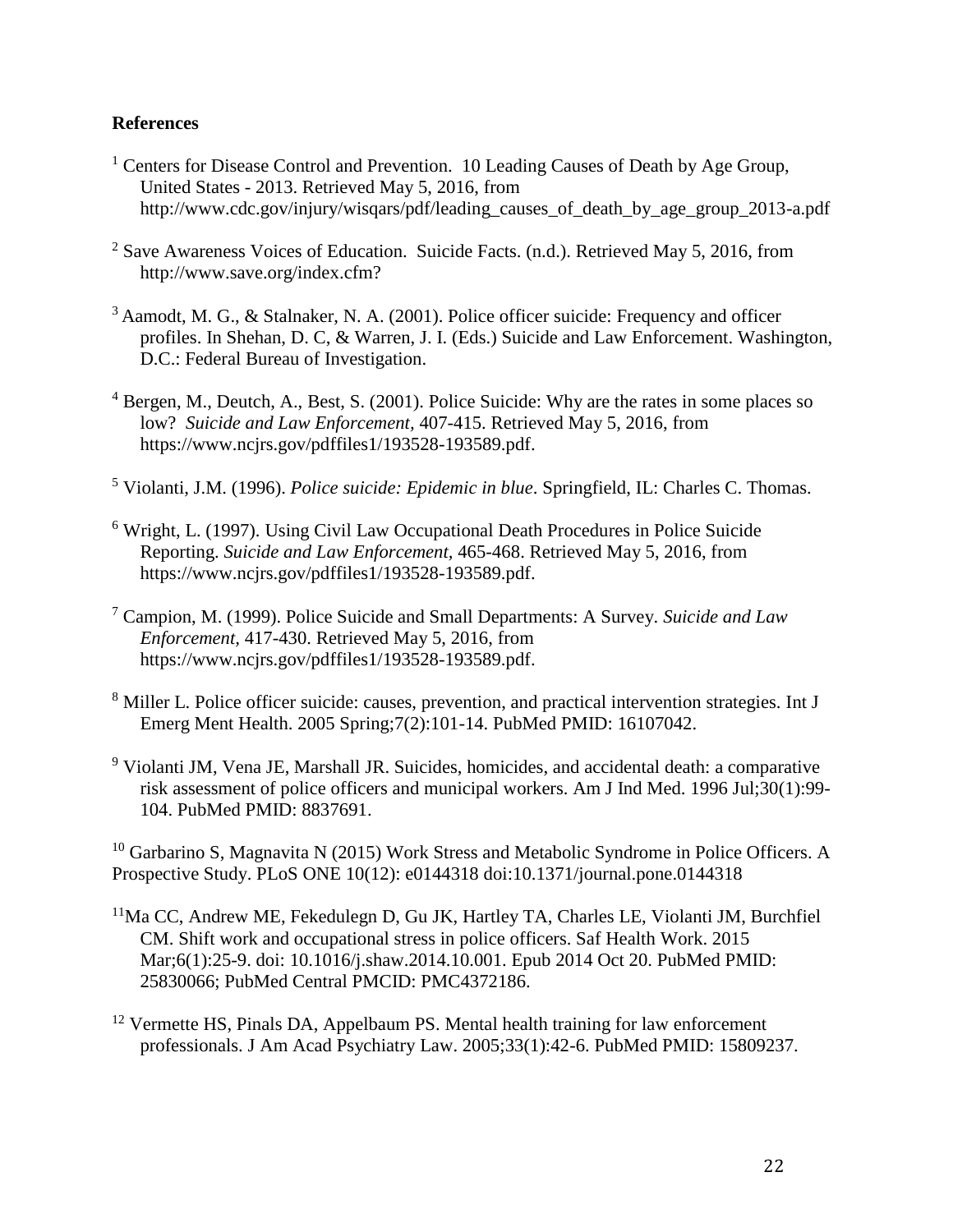**References**

[1] Centers for Disease Control and Prevention. 10 Leading Causes of Death by Age Group, United States - 2013. Retrieved May 5, 2016, from http://www.cdc.gov/injury/wisqars/pdf/leading_causes_of_death_by_age_group_2013-a.pdf

[2] Save Awareness Voices of Education. Suicide Facts. (n.d.). Retrieved May 5, 2016, from http://www.save.org/index.cfm?

[3] Aamodt, M. G., & Stalnaker, N. A. (2001). Police officer suicide: Frequency and officer profiles. In Shehan, D. C, & Warren, J. I. (Eds.) Suicide and Law Enforcement. Washington, D.C.: Federal Bureau of Investigation.

[4] Bergen, M., Deutch, A., Best, S. (2001). Police Suicide: Why are the rates in some places so low? *Suicide and Law Enforcement,* 407-415. Retrieved May 5, 2016, from https://www.ncjrs.gov/pdffiles1/193528-193589.pdf.

[5] Violanti, J.M. (1996). *Police suicide: Epidemic in blue*. Springfield, IL: Charles C. Thomas.

[6] Wright, L. (1997). Using Civil Law Occupational Death Procedures in Police Suicide Reporting. *Suicide and Law Enforcement,* 465-468. Retrieved May 5, 2016, from https://www.ncjrs.gov/pdffiles1/193528-193589.pdf.

[7] Campion, M. (1999). Police Suicide and Small Departments: A Survey. *Suicide and Law Enforcement,* 417-430. Retrieved May 5, 2016, from https://www.ncjrs.gov/pdffiles1/193528-193589.pdf.

[8] Miller L. Police officer suicide: causes, prevention, and practical intervention strategies. Int J Emerg Ment Health. 2005 Spring;7(2):101-14. PubMed PMID: 16107042.

[9] Violanti JM, Vena JE, Marshall JR. Suicides, homicides, and accidental death: a comparative risk assessment of police officers and municipal workers. Am J Ind Med. 1996 Jul;30(1):99-104. PubMed PMID: 8837691.

[10] Garbarino S, Magnavita N (2015) Work Stress and Metabolic Syndrome in Police Officers. A Prospective Study. PLoS ONE 10(12): e0144318 doi:10.1371/journal.pone.0144318

[11] Ma CC, Andrew ME, Fekedulegn D, Gu JK, Hartley TA, Charles LE, Violanti JM, Burchfiel CM. Shift work and occupational stress in police officers. Saf Health Work. 2015 Mar;6(1):25-9. doi: 10.1016/j.shaw.2014.10.001. Epub 2014 Oct 20. PubMed PMID: 25830066; PubMed Central PMCID: PMC4372186.

[12] Vermette HS, Pinals DA, Appelbaum PS. Mental health training for law enforcement professionals. J Am Acad Psychiatry Law. 2005;33(1):42-6. PubMed PMID: 15809237.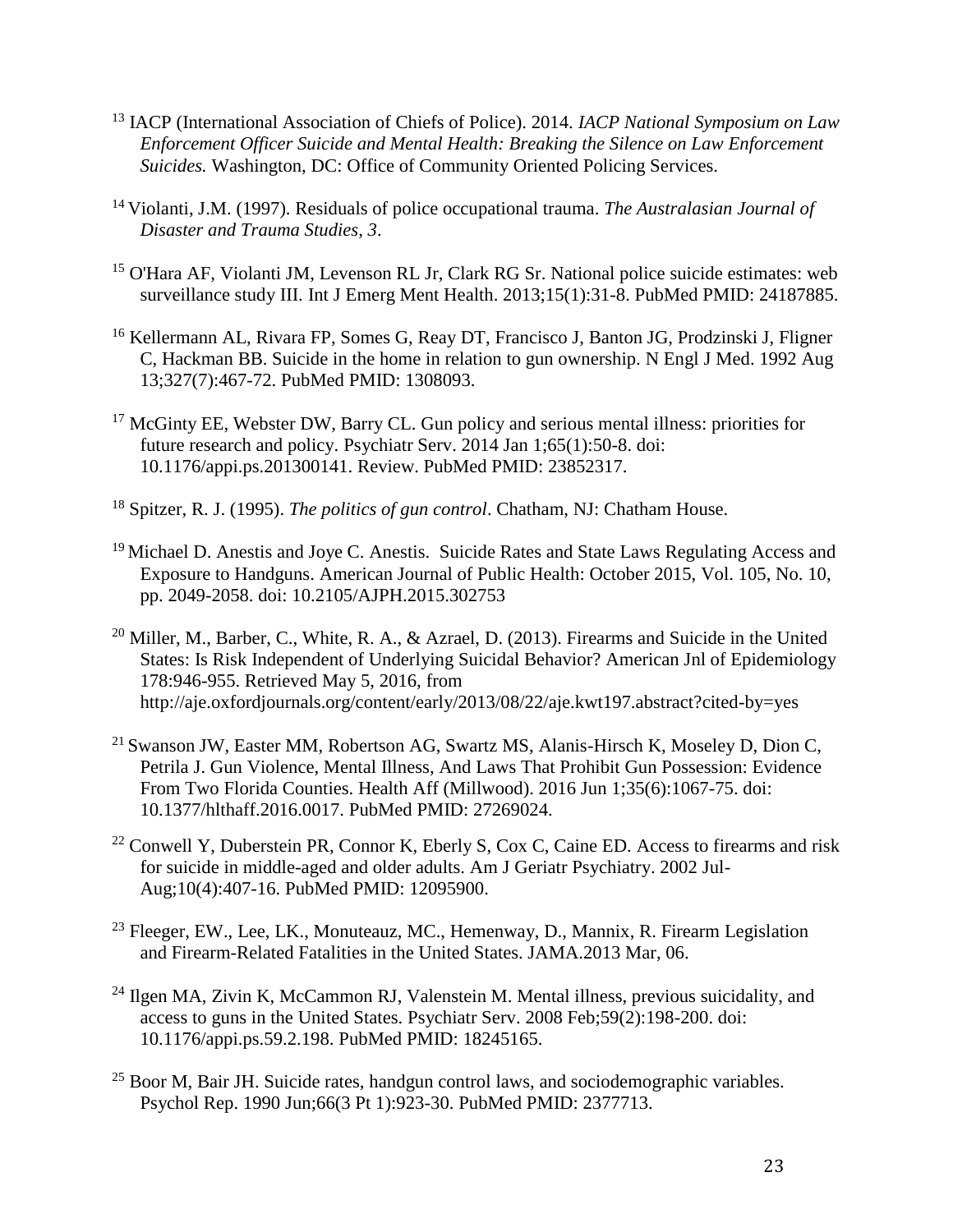[13] IACP (International Association of Chiefs of Police). 2014. *IACP National Symposium on Law Enforcement Officer Suicide and Mental Health: Breaking the Silence on Law Enforcement Suicides.* Washington, DC: Office of Community Oriented Policing Services.

[14] Violanti, J.M. (1997). Residuals of police occupational trauma. *The Australasian Journal of Disaster and Trauma Studies, 3*.

[15] O'Hara AF, Violanti JM, Levenson RL Jr, Clark RG Sr. National police suicide estimates: web surveillance study III. Int J Emerg Ment Health. 2013;15(1):31-8. PubMed PMID: 24187885.

[16] Kellermann AL, Rivara FP, Somes G, Reay DT, Francisco J, Banton JG, Prodzinski J, Fligner C, Hackman BB. Suicide in the home in relation to gun ownership. N Engl J Med. 1992 Aug 13;327(7):467-72. PubMed PMID: 1308093.

[17] McGinty EE, Webster DW, Barry CL. Gun policy and serious mental illness: priorities for future research and policy. Psychiatr Serv. 2014 Jan 1;65(1):50-8. doi: 10.1176/appi.ps.201300141. Review. PubMed PMID: 23852317.

[18] Spitzer, R. J. (1995). *The politics of gun control*. Chatham, NJ: Chatham House.

[19] Michael D. Anestis and Joye C. Anestis. Suicide Rates and State Laws Regulating Access and Exposure to Handguns. American Journal of Public Health: October 2015, Vol. 105, No. 10, pp. 2049-2058. doi: 10.2105/AJPH.2015.302753

[20] Miller, M., Barber, C., White, R. A., & Azrael, D. (2013). Firearms and Suicide in the United States: Is Risk Independent of Underlying Suicidal Behavior? American Jnl of Epidemiology 178:946-955. Retrieved May 5, 2016, from http://aje.oxfordjournals.org/content/early/2013/08/22/aje.kwt197.abstract?cited-by=yes

[21] Swanson JW, Easter MM, Robertson AG, Swartz MS, Alanis-Hirsch K, Moseley D, Dion C, Petrila J. Gun Violence, Mental Illness, And Laws That Prohibit Gun Possession: Evidence From Two Florida Counties. Health Aff (Millwood). 2016 Jun 1;35(6):1067-75. doi: 10.1377/hlthaff.2016.0017. PubMed PMID: 27269024.

[22] Conwell Y, Duberstein PR, Connor K, Eberly S, Cox C, Caine ED. Access to firearms and risk for suicide in middle-aged and older adults. Am J Geriatr Psychiatry. 2002 Jul-Aug;10(4):407-16. PubMed PMID: 12095900.

[23] Fleeger, EW., Lee, LK., Monuteauz, MC., Hemenway, D., Mannix, R. Firearm Legislation and Firearm-Related Fatalities in the United States. JAMA.2013 Mar, 06.

[24] Ilgen MA, Zivin K, McCammon RJ, Valenstein M. Mental illness, previous suicidality, and access to guns in the United States. Psychiatr Serv. 2008 Feb;59(2):198-200. doi: 10.1176/appi.ps.59.2.198. PubMed PMID: 18245165.

[25] Boor M, Bair JH. Suicide rates, handgun control laws, and sociodemographic variables. Psychol Rep. 1990 Jun;66(3 Pt 1):923-30. PubMed PMID: 2377713.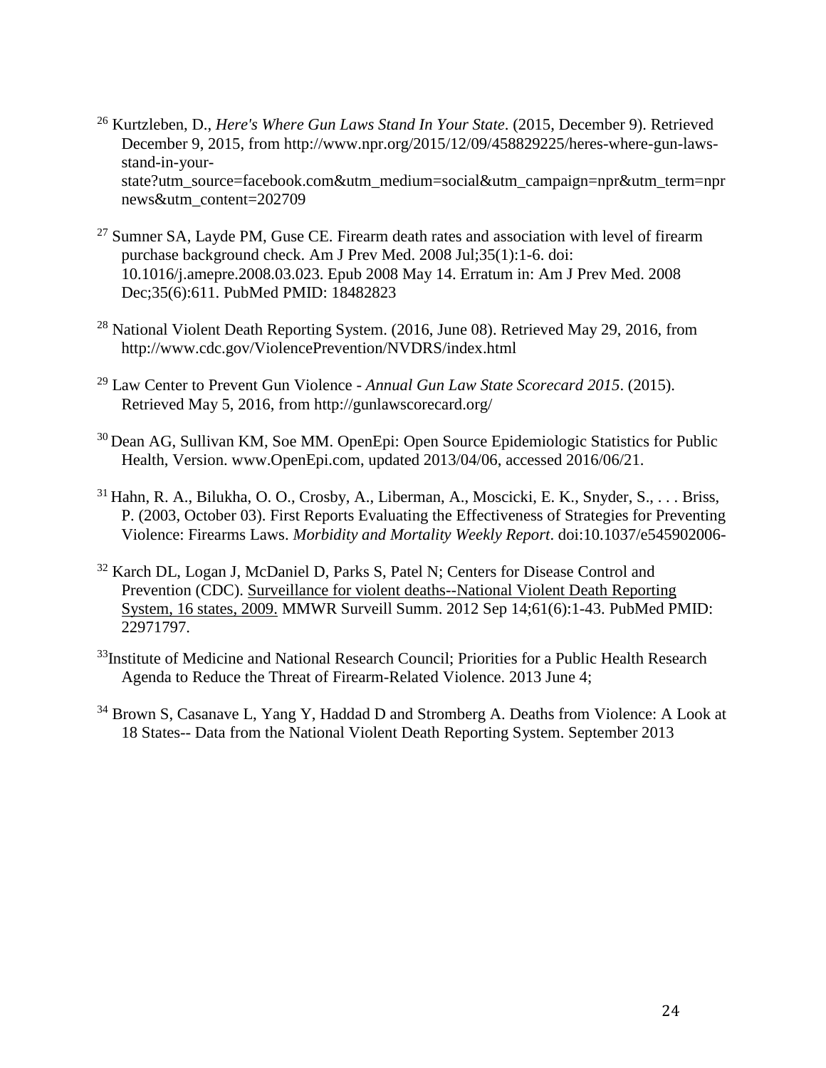[26] Kurtzleben, D., *Here's Where Gun Laws Stand In Your State*. (2015, December 9). Retrieved December 9, 2015, from http://www.npr.org/2015/12/09/458829225/heres-where-gun-laws-stand-in-your-state?utm_source=facebook.com&utm_medium=social&utm_campaign=npr&utm_term=nprnews&utm_content=202709

[27] Sumner SA, Layde PM, Guse CE. Firearm death rates and association with level of firearm purchase background check. Am J Prev Med. 2008 Jul;35(1):1-6. doi: 10.1016/j.amepre.2008.03.023. Epub 2008 May 14. Erratum in: Am J Prev Med. 2008 Dec;35(6):611. PubMed PMID: 18482823

[28] National Violent Death Reporting System. (2016, June 08). Retrieved May 29, 2016, from http://www.cdc.gov/ViolencePrevention/NVDRS/index.html

[29] Law Center to Prevent Gun Violence - *Annual Gun Law State Scorecard 2015*. (2015). Retrieved May 5, 2016, from http://gunlawscorecard.org/

[30] Dean AG, Sullivan KM, Soe MM. OpenEpi: Open Source Epidemiologic Statistics for Public Health, Version. www.OpenEpi.com, updated 2013/04/06, accessed 2016/06/21.

[31] Hahn, R. A., Bilukha, O. O., Crosby, A., Liberman, A., Moscicki, E. K., Snyder, S., . . . Briss, P. (2003, October 03). First Reports Evaluating the Effectiveness of Strategies for Preventing Violence: Firearms Laws. *Morbidity and Mortality Weekly Report*. doi:10.1037/e545902006-

[32] Karch DL, Logan J, McDaniel D, Parks S, Patel N; Centers for Disease Control and Prevention (CDC). Surveillance for violent deaths--National Violent Death Reporting System, 16 states, 2009. MMWR Surveill Summ. 2012 Sep 14;61(6):1-43. PubMed PMID: 22971797.

[33] Institute of Medicine and National Research Council; Priorities for a Public Health Research Agenda to Reduce the Threat of Firearm-Related Violence. 2013 June 4;

[34] Brown S, Casanave L, Yang Y, Haddad D and Stromberg A. Deaths from Violence: A Look at 18 States-- Data from the National Violent Death Reporting System. September 2013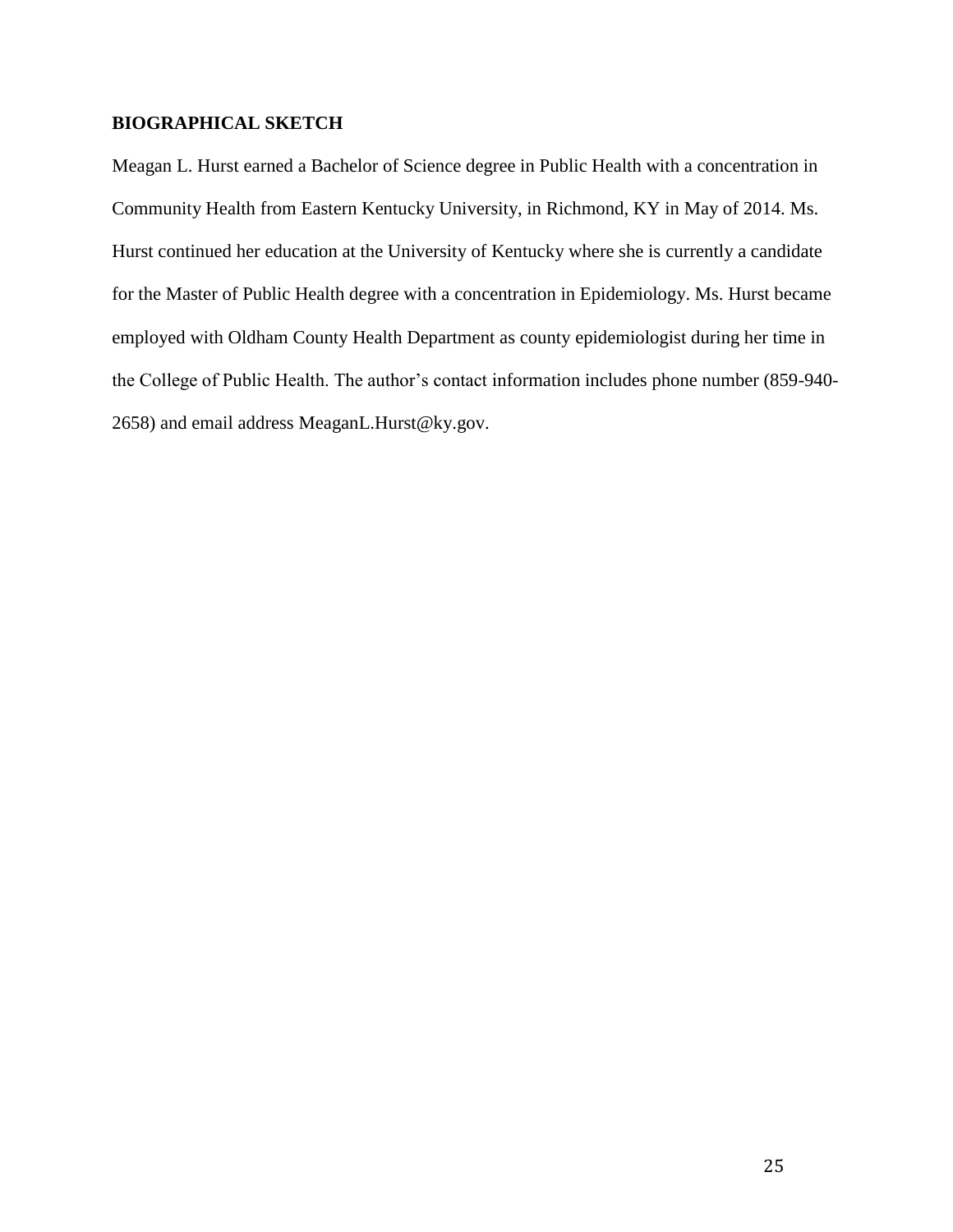## BIOGRAPHICAL SKETCH

Meagan L. Hurst earned a Bachelor of Science degree in Public Health with a concentration in Community Health from Eastern Kentucky University, in Richmond, KY in May of 2014. Ms. Hurst continued her education at the University of Kentucky where she is currently a candidate for the Master of Public Health degree with a concentration in Epidemiology. Ms. Hurst became employed with Oldham County Health Department as county epidemiologist during her time in the College of Public Health. The author's contact information includes phone number (859-940-2658) and email address MeaganL.Hurst@ky.gov.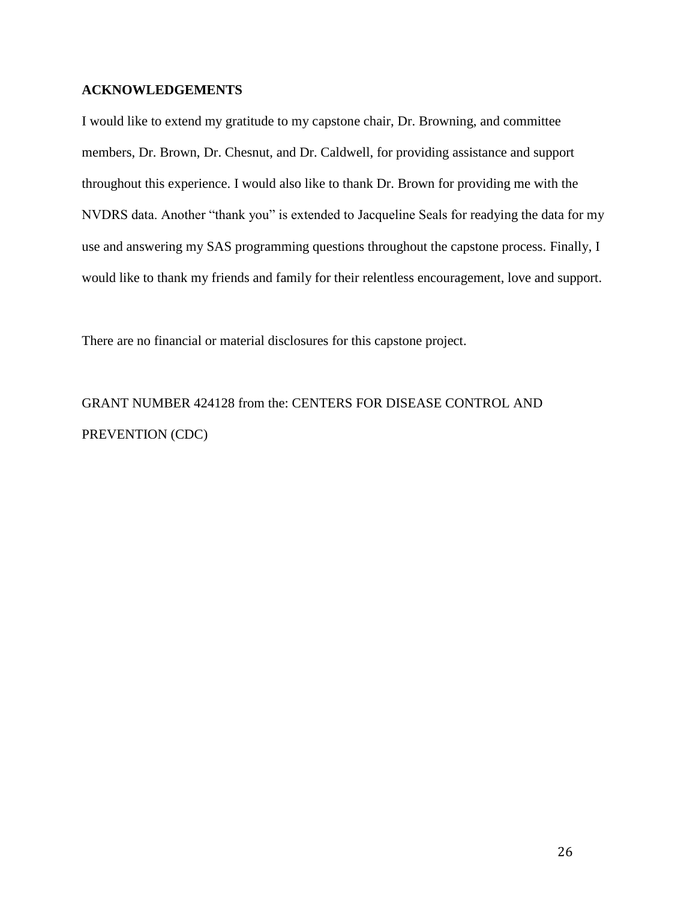## ACKNOWLEDGEMENTS

I would like to extend my gratitude to my capstone chair, Dr. Browning, and committee members, Dr. Brown, Dr. Chesnut, and Dr. Caldwell, for providing assistance and support throughout this experience. I would also like to thank Dr. Brown for providing me with the NVDRS data. Another "thank you" is extended to Jacqueline Seals for readying the data for my use and answering my SAS programming questions throughout the capstone process. Finally, I would like to thank my friends and family for their relentless encouragement, love and support.

There are no financial or material disclosures for this capstone project.

GRANT NUMBER 424128 from the: CENTERS FOR DISEASE CONTROL AND PREVENTION (CDC)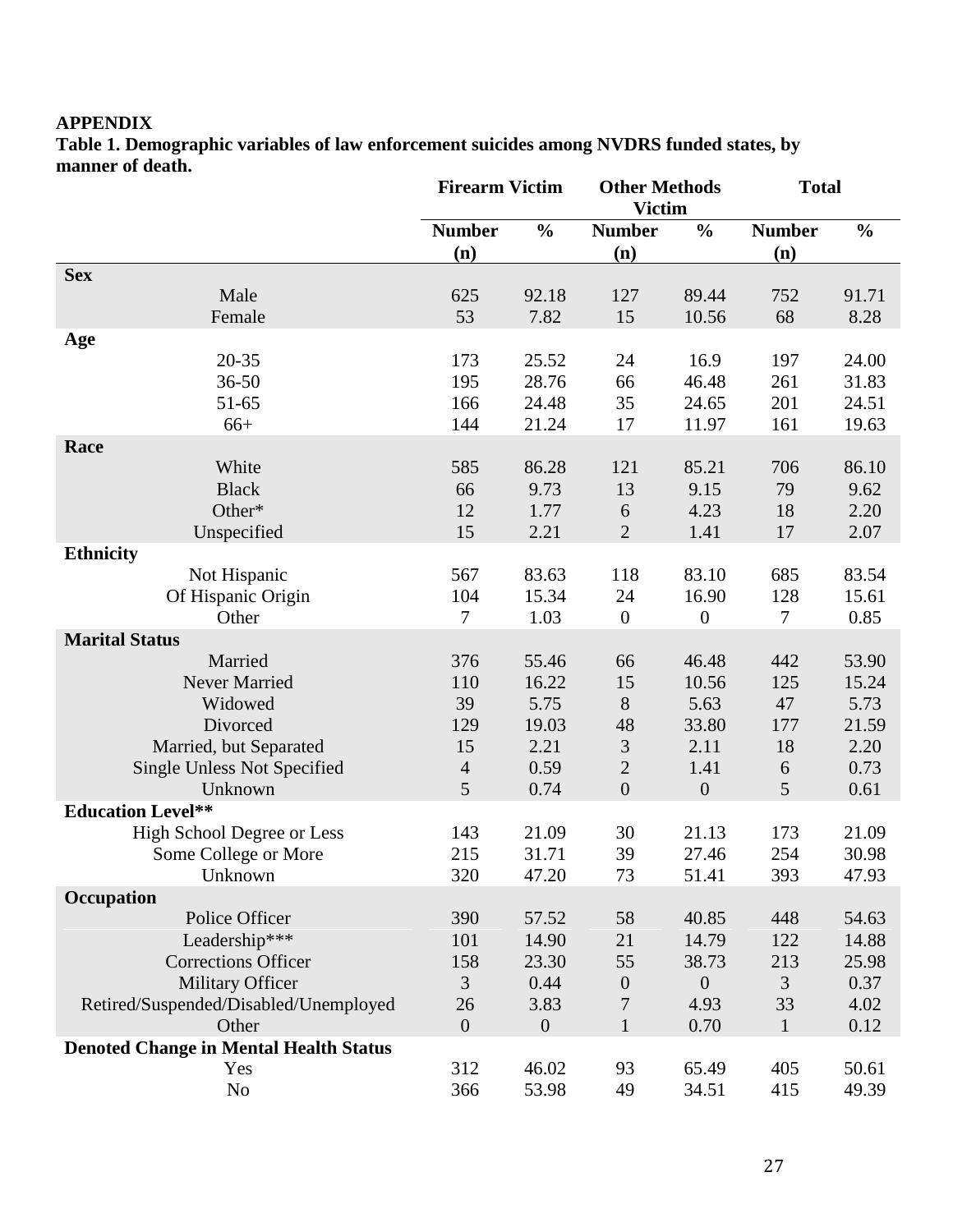**APPENDIX**

**Table 1. Demographic variables of law enforcement suicides among NVDRS funded states, by manner of death.**

| | Firearm Victim | | Other Methods Victim | | Total | |
|---|---|---|---|---|---|---|
| | Number (n) | % | Number (n) | % | Number (n) | % |
| **Sex** | | | | | | |
| Male | 625 | 92.18 | 127 | 89.44 | 752 | 91.71 |
| Female | 53 | 7.82 | 15 | 10.56 | 68 | 8.28 |
| **Age** | | | | | | |
| 20-35 | 173 | 25.52 | 24 | 16.9 | 197 | 24.00 |
| 36-50 | 195 | 28.76 | 66 | 46.48 | 261 | 31.83 |
| 51-65 | 166 | 24.48 | 35 | 24.65 | 201 | 24.51 |
| 66+ | 144 | 21.24 | 17 | 11.97 | 161 | 19.63 |
| **Race** | | | | | | |
| White | 585 | 86.28 | 121 | 85.21 | 706 | 86.10 |
| Black | 66 | 9.73 | 13 | 9.15 | 79 | 9.62 |
| Other* | 12 | 1.77 | 6 | 4.23 | 18 | 2.20 |
| Unspecified | 15 | 2.21 | 2 | 1.41 | 17 | 2.07 |
| **Ethnicity** | | | | | | |
| Not Hispanic | 567 | 83.63 | 118 | 83.10 | 685 | 83.54 |
| Of Hispanic Origin | 104 | 15.34 | 24 | 16.90 | 128 | 15.61 |
| Other | 7 | 1.03 | 0 | 0 | 7 | 0.85 |
| **Marital Status** | | | | | | |
| Married | 376 | 55.46 | 66 | 46.48 | 442 | 53.90 |
| Never Married | 110 | 16.22 | 15 | 10.56 | 125 | 15.24 |
| Widowed | 39 | 5.75 | 8 | 5.63 | 47 | 5.73 |
| Divorced | 129 | 19.03 | 48 | 33.80 | 177 | 21.59 |
| Married, but Separated | 15 | 2.21 | 3 | 2.11 | 18 | 2.20 |
| Single Unless Not Specified | 4 | 0.59 | 2 | 1.41 | 6 | 0.73 |
| Unknown | 5 | 0.74 | 0 | 0 | 5 | 0.61 |
| **Education Level**** | | | | | | |
| High School Degree or Less | 143 | 21.09 | 30 | 21.13 | 173 | 21.09 |
| Some College or More | 215 | 31.71 | 39 | 27.46 | 254 | 30.98 |
| Unknown | 320 | 47.20 | 73 | 51.41 | 393 | 47.93 |
| **Occupation** | | | | | | |
| Police Officer | 390 | 57.52 | 58 | 40.85 | 448 | 54.63 |
| Leadership*** | 101 | 14.90 | 21 | 14.79 | 122 | 14.88 |
| Corrections Officer | 158 | 23.30 | 55 | 38.73 | 213 | 25.98 |
| Military Officer | 3 | 0.44 | 0 | 0 | 3 | 0.37 |
| Retired/Suspended/Disabled/Unemployed | 26 | 3.83 | 7 | 4.93 | 33 | 4.02 |
| Other | 0 | 0 | 1 | 0.70 | 1 | 0.12 |
| **Denoted Change in Mental Health Status** | | | | | | |
| Yes | 312 | 46.02 | 93 | 65.49 | 405 | 50.61 |
| No | 366 | 53.98 | 49 | 34.51 | 415 | 49.39 |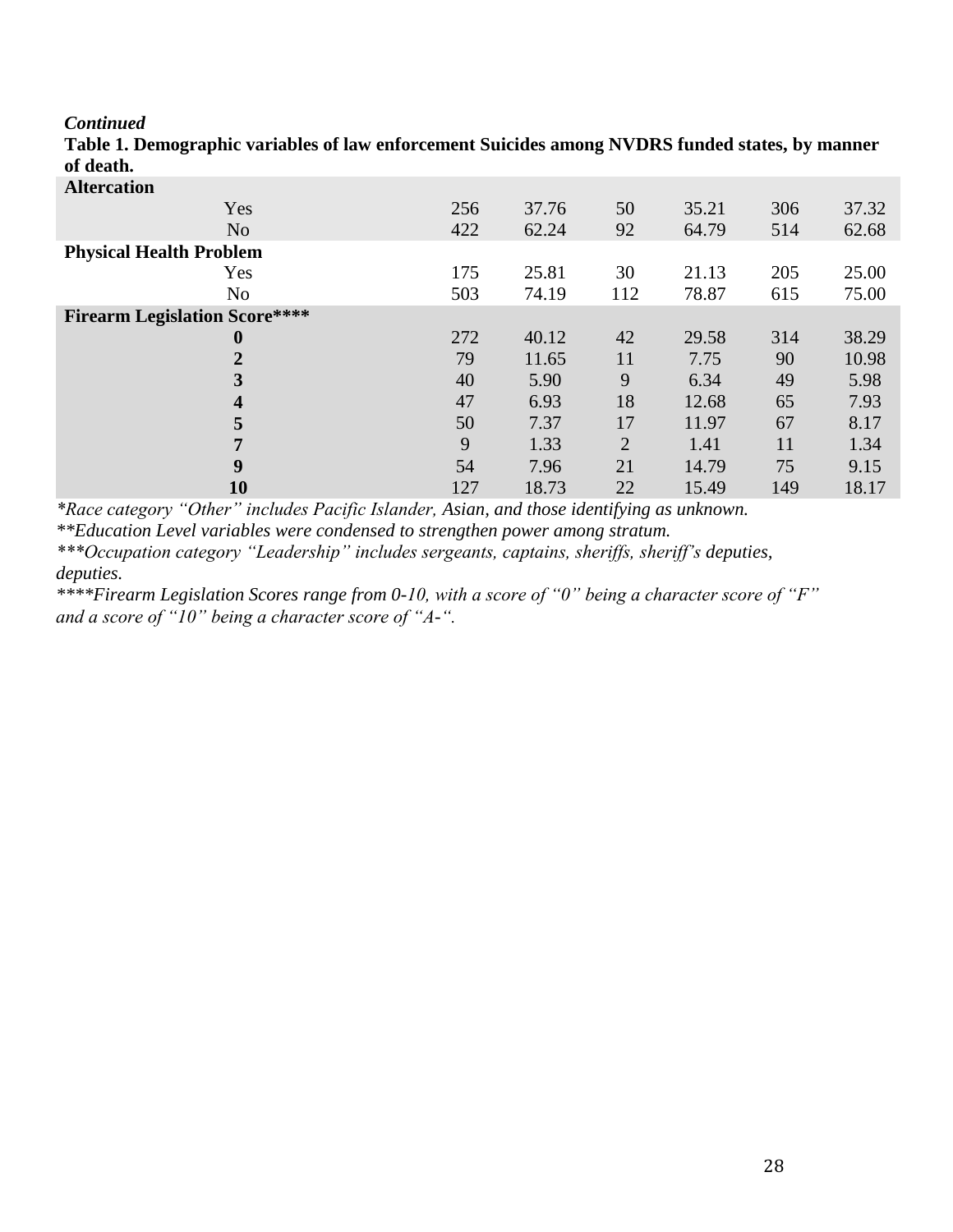***Continued***

**Table 1. Demographic variables of law enforcement Suicides among NVDRS funded states, by manner of death.**

| | | | | | | |
|---|---|---|---|---|---|---|
| **Altercation** | | | | | | |
| Yes | 256 | 37.76 | 50 | 35.21 | 306 | 37.32 |
| No | 422 | 62.24 | 92 | 64.79 | 514 | 62.68 |
| **Physical Health Problem** | | | | | | |
| Yes | 175 | 25.81 | 30 | 21.13 | 205 | 25.00 |
| No | 503 | 74.19 | 112 | 78.87 | 615 | 75.00 |
| **Firearm Legislation Score\*\*\*\*** | | | | | | |
| **0** | 272 | 40.12 | 42 | 29.58 | 314 | 38.29 |
| **2** | 79 | 11.65 | 11 | 7.75 | 90 | 10.98 |
| **3** | 40 | 5.90 | 9 | 6.34 | 49 | 5.98 |
| **4** | 47 | 6.93 | 18 | 12.68 | 65 | 7.93 |
| **5** | 50 | 7.37 | 17 | 11.97 | 67 | 8.17 |
| **7** | 9 | 1.33 | 2 | 1.41 | 11 | 1.34 |
| **9** | 54 | 7.96 | 21 | 14.79 | 75 | 9.15 |
| **10** | 127 | 18.73 | 22 | 15.49 | 149 | 18.17 |

*\*Race category "Other" includes Pacific Islander, Asian, and those identifying as unknown.*

*\*\*Education Level variables were condensed to strengthen power among stratum.*

*\*\*\*Occupation category "Leadership" includes sergeants, captains, sheriffs, sheriff's deputies, deputies.*

*\*\*\*\*Firearm Legislation Scores range from 0-10, with a score of "0" being a character score of "F" and a score of "10" being a character score of "A-".*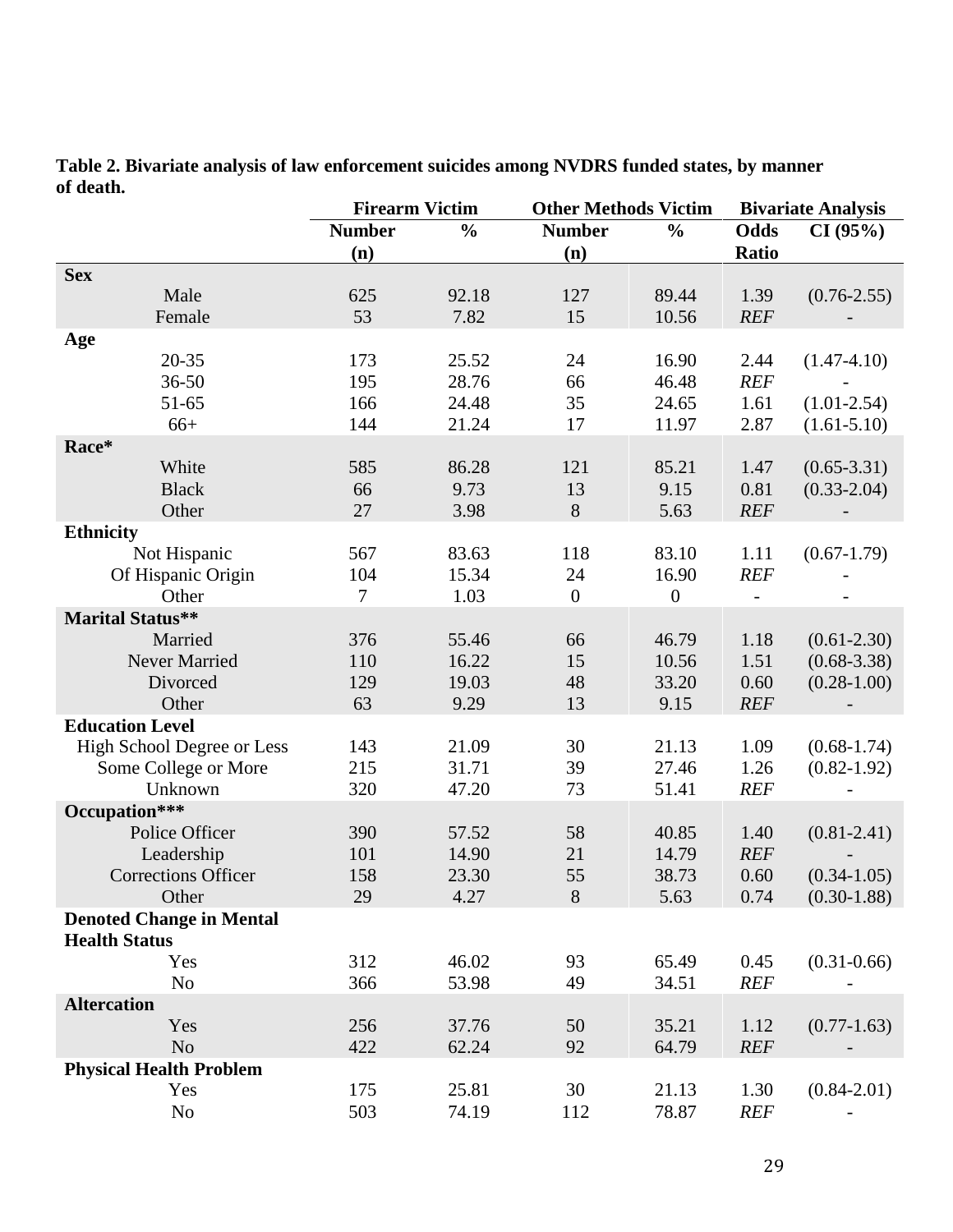**Table 2. Bivariate analysis of law enforcement suicides among NVDRS funded states, by manner of death.**

| | Firearm Victim | | Other Methods Victim | | Bivariate Analysis | |
|---|---|---|---|---|---|---|
| | Number (n) | % | Number (n) | % | Odds Ratio | CI (95%) |
| **Sex** | | | | | | |
| Male | 625 | 92.18 | 127 | 89.44 | 1.39 | (0.76-2.55) |
| Female | 53 | 7.82 | 15 | 10.56 | *REF* | - |
| **Age** | | | | | | |
| 20-35 | 173 | 25.52 | 24 | 16.90 | 2.44 | (1.47-4.10) |
| 36-50 | 195 | 28.76 | 66 | 46.48 | *REF* | - |
| 51-65 | 166 | 24.48 | 35 | 24.65 | 1.61 | (1.01-2.54) |
| 66+ | 144 | 21.24 | 17 | 11.97 | 2.87 | (1.61-5.10) |
| **Race*** | | | | | | |
| White | 585 | 86.28 | 121 | 85.21 | 1.47 | (0.65-3.31) |
| Black | 66 | 9.73 | 13 | 9.15 | 0.81 | (0.33-2.04) |
| Other | 27 | 3.98 | 8 | 5.63 | *REF* | - |
| **Ethnicity** | | | | | | |
| Not Hispanic | 567 | 83.63 | 118 | 83.10 | 1.11 | (0.67-1.79) |
| Of Hispanic Origin | 104 | 15.34 | 24 | 16.90 | *REF* | - |
| Other | 7 | 1.03 | 0 | 0 | - | - |
| **Marital Status**** | | | | | | |
| Married | 376 | 55.46 | 66 | 46.79 | 1.18 | (0.61-2.30) |
| Never Married | 110 | 16.22 | 15 | 10.56 | 1.51 | (0.68-3.38) |
| Divorced | 129 | 19.03 | 48 | 33.20 | 0.60 | (0.28-1.00) |
| Other | 63 | 9.29 | 13 | 9.15 | *REF* | - |
| **Education Level** | | | | | | |
| High School Degree or Less | 143 | 21.09 | 30 | 21.13 | 1.09 | (0.68-1.74) |
| Some College or More | 215 | 31.71 | 39 | 27.46 | 1.26 | (0.82-1.92) |
| Unknown | 320 | 47.20 | 73 | 51.41 | *REF* | - |
| **Occupation***** | | | | | | |
| Police Officer | 390 | 57.52 | 58 | 40.85 | 1.40 | (0.81-2.41) |
| Leadership | 101 | 14.90 | 21 | 14.79 | *REF* | - |
| Corrections Officer | 158 | 23.30 | 55 | 38.73 | 0.60 | (0.34-1.05) |
| Other | 29 | 4.27 | 8 | 5.63 | 0.74 | (0.30-1.88) |
| **Denoted Change in Mental Health Status** | | | | | | |
| Yes | 312 | 46.02 | 93 | 65.49 | 0.45 | (0.31-0.66) |
| No | 366 | 53.98 | 49 | 34.51 | *REF* | - |
| **Altercation** | | | | | | |
| Yes | 256 | 37.76 | 50 | 35.21 | 1.12 | (0.77-1.63) |
| No | 422 | 62.24 | 92 | 64.79 | *REF* | - |
| **Physical Health Problem** | | | | | | |
| Yes | 175 | 25.81 | 30 | 21.13 | 1.30 | (0.84-2.01) |
| No | 503 | 74.19 | 112 | 78.87 | *REF* | - |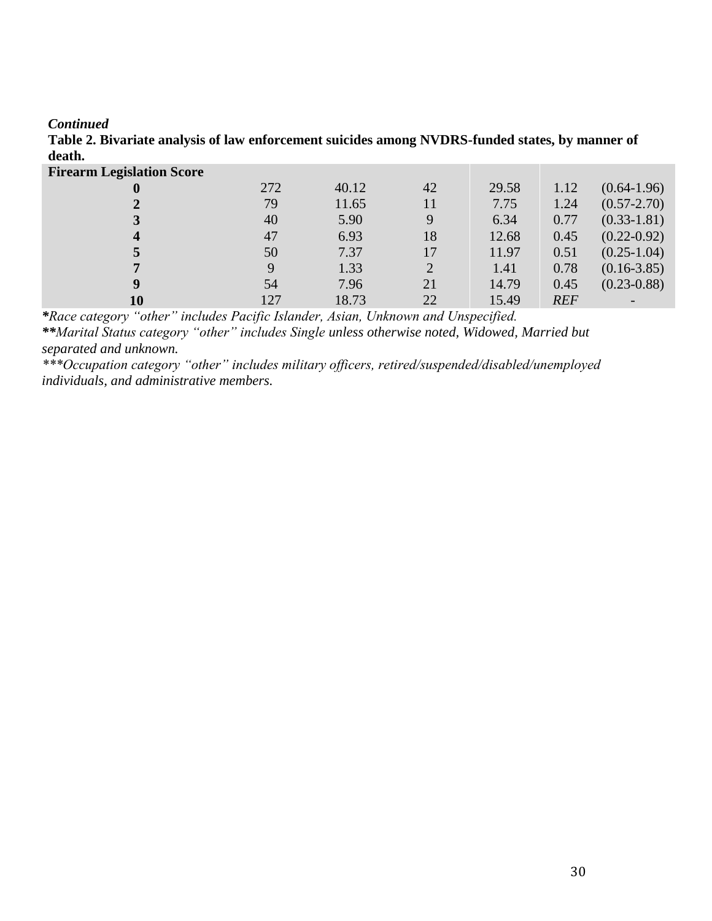***Continued***

**Table 2. Bivariate analysis of law enforcement suicides among NVDRS-funded states, by manner of death.**

| **Firearm Legislation Score** | | | | | | |
|---|---|---|---|---|---|---|
| **0** | 272 | 40.12 | 42 | 29.58 | 1.12 | (0.64-1.96) |
| **2** | 79 | 11.65 | 11 | 7.75 | 1.24 | (0.57-2.70) |
| **3** | 40 | 5.90 | 9 | 6.34 | 0.77 | (0.33-1.81) |
| **4** | 47 | 6.93 | 18 | 12.68 | 0.45 | (0.22-0.92) |
| **5** | 50 | 7.37 | 17 | 11.97 | 0.51 | (0.25-1.04) |
| **7** | 9 | 1.33 | 2 | 1.41 | 0.78 | (0.16-3.85) |
| **9** | 54 | 7.96 | 21 | 14.79 | 0.45 | (0.23-0.88) |
| **10** | 127 | 18.73 | 22 | 15.49 | *REF* | - |

***Race category "other" includes Pacific Islander, Asian, Unknown and Unspecified.*

****Marital Status category "other" includes Single unless otherwise noted, Widowed, Married but separated and unknown.*

**\*\*\*Occupation category "other" includes military officers, retired/suspended/disabled/unemployed individuals, and administrative members.***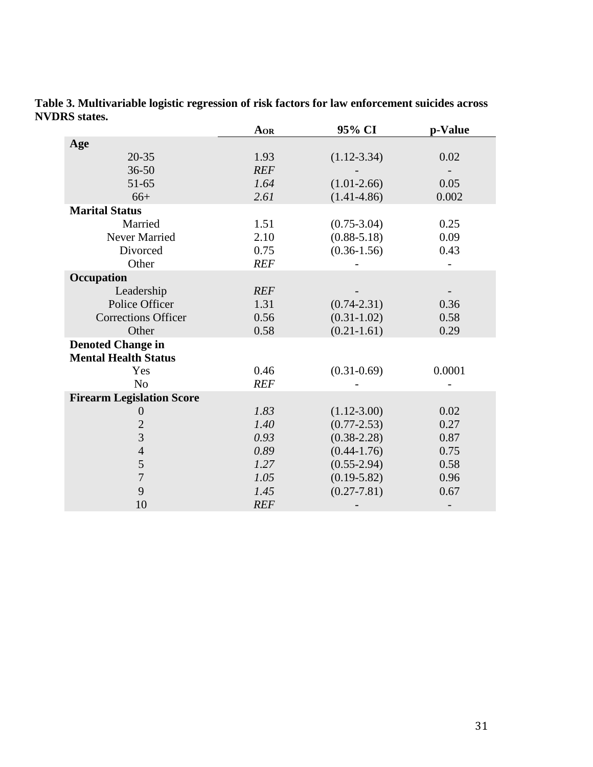**Table 3. Multivariable logistic regression of risk factors for law enforcement suicides across NVDRS states.**

| | AOR | 95% CI | p-Value |
|---|---|---|---|
| **Age** | | | |
| 20-35 | 1.93 | (1.12-3.34) | 0.02 |
| 36-50 | *REF* | - | - |
| 51-65 | *1.64* | (1.01-2.66) | 0.05 |
| 66+ | *2.61* | (1.41-4.86) | 0.002 |
| **Marital Status** | | | |
| Married | 1.51 | (0.75-3.04) | 0.25 |
| Never Married | 2.10 | (0.88-5.18) | 0.09 |
| Divorced | 0.75 | (0.36-1.56) | 0.43 |
| Other | *REF* | - | - |
| **Occupation** | | | |
| Leadership | *REF* | - | - |
| Police Officer | 1.31 | (0.74-2.31) | 0.36 |
| Corrections Officer | 0.56 | (0.31-1.02) | 0.58 |
| Other | 0.58 | (0.21-1.61) | 0.29 |
| **Denoted Change in Mental Health Status** | | | |
| Yes | 0.46 | (0.31-0.69) | 0.0001 |
| No | *REF* | - | - |
| **Firearm Legislation Score** | | | |
| 0 | *1.83* | (1.12-3.00) | 0.02 |
| 2 | *1.40* | (0.77-2.53) | 0.27 |
| 3 | *0.93* | (0.38-2.28) | 0.87 |
| 4 | *0.89* | (0.44-1.76) | 0.75 |
| 5 | *1.27* | (0.55-2.94) | 0.58 |
| 7 | *1.05* | (0.19-5.82) | 0.96 |
| 9 | *1.45* | (0.27-7.81) | 0.67 |
| 10 | *REF* | - | - |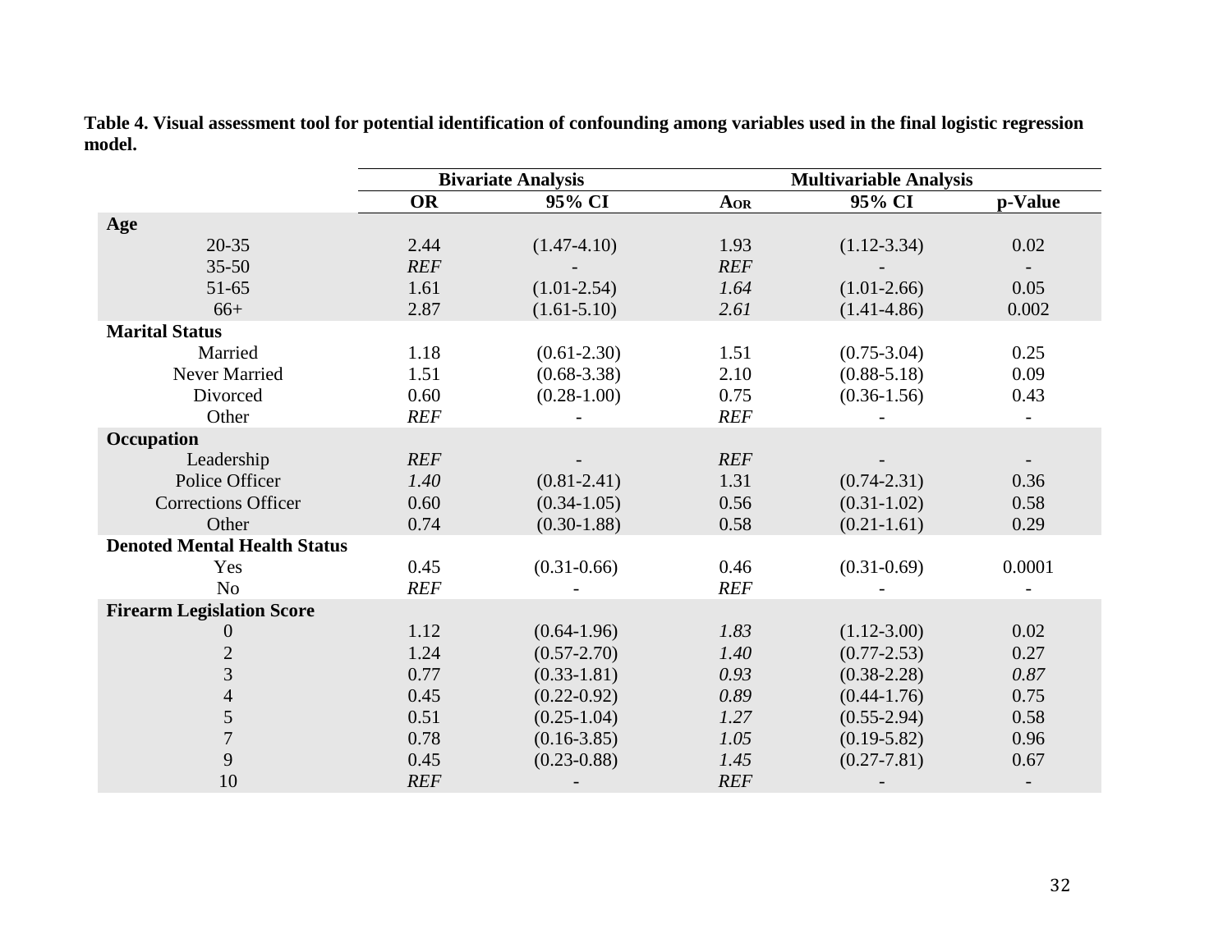**Table 4. Visual assessment tool for potential identification of confounding among variables used in the final logistic regression model.**

| | Bivariate Analysis | | Multivariable Analysis | | |
|---|---|---|---|---|---|
| | OR | 95% CI | AOR | 95% CI | p-Value |
| **Age** | | | | | |
| 20-35 | 2.44 | (1.47-4.10) | 1.93 | (1.12-3.34) | 0.02 |
| 35-50 | *REF* | - | *REF* | - | - |
| 51-65 | 1.61 | (1.01-2.54) | *1.64* | (1.01-2.66) | 0.05 |
| 66+ | 2.87 | (1.61-5.10) | *2.61* | (1.41-4.86) | 0.002 |
| **Marital Status** | | | | | |
| Married | 1.18 | (0.61-2.30) | 1.51 | (0.75-3.04) | 0.25 |
| Never Married | 1.51 | (0.68-3.38) | 2.10 | (0.88-5.18) | 0.09 |
| Divorced | 0.60 | (0.28-1.00) | 0.75 | (0.36-1.56) | 0.43 |
| Other | *REF* | - | *REF* | - | - |
| **Occupation** | | | | | |
| Leadership | *REF* | - | *REF* | - | - |
| Police Officer | *1.40* | (0.81-2.41) | 1.31 | (0.74-2.31) | 0.36 |
| Corrections Officer | 0.60 | (0.34-1.05) | 0.56 | (0.31-1.02) | 0.58 |
| Other | 0.74 | (0.30-1.88) | 0.58 | (0.21-1.61) | 0.29 |
| **Denoted Mental Health Status** | | | | | |
| Yes | 0.45 | (0.31-0.66) | 0.46 | (0.31-0.69) | 0.0001 |
| No | *REF* | - | *REF* | - | - |
| **Firearm Legislation Score** | | | | | |
| 0 | 1.12 | (0.64-1.96) | *1.83* | (1.12-3.00) | 0.02 |
| 2 | 1.24 | (0.57-2.70) | *1.40* | (0.77-2.53) | 0.27 |
| 3 | 0.77 | (0.33-1.81) | *0.93* | (0.38-2.28) | *0.87* |
| 4 | 0.45 | (0.22-0.92) | *0.89* | (0.44-1.76) | 0.75 |
| 5 | 0.51 | (0.25-1.04) | *1.27* | (0.55-2.94) | 0.58 |
| 7 | 0.78 | (0.16-3.85) | *1.05* | (0.19-5.82) | 0.96 |
| 9 | 0.45 | (0.23-0.88) | *1.45* | (0.27-7.81) | 0.67 |
| 10 | *REF* | - | *REF* | - | - |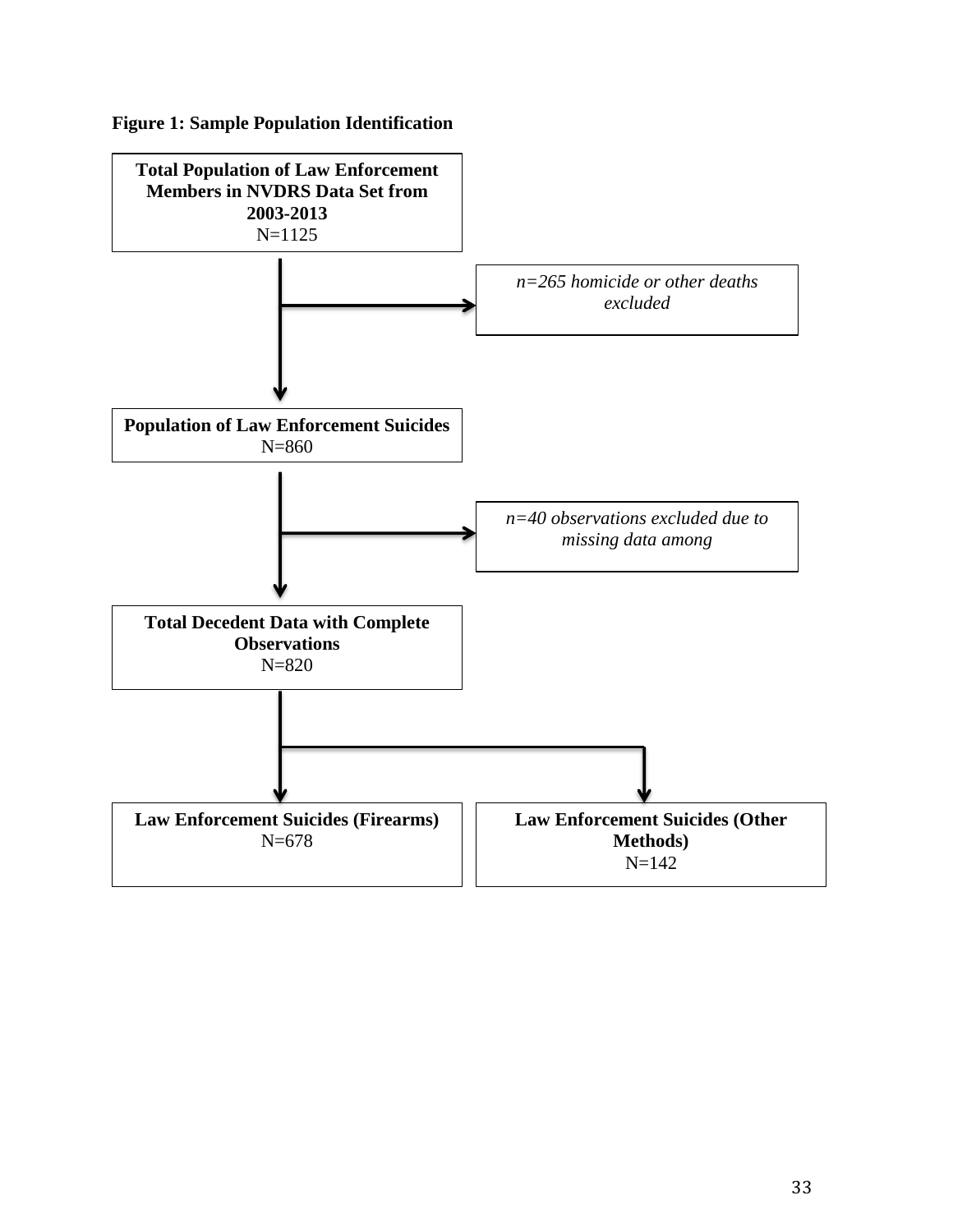**Figure 1: Sample Population Identification**

**Total Population of Law Enforcement Members in NVDRS Data Set from 2003-2013**
N=1125

*n=265 homicide or other deaths excluded*

**Population of Law Enforcement Suicides**
N=860

*n=40 observations excluded due to missing data among*

**Total Decedent Data with Complete Observations**
N=820

**Law Enforcement Suicides (Firearms)**
N=678

**Law Enforcement Suicides (Other Methods)**
N=142